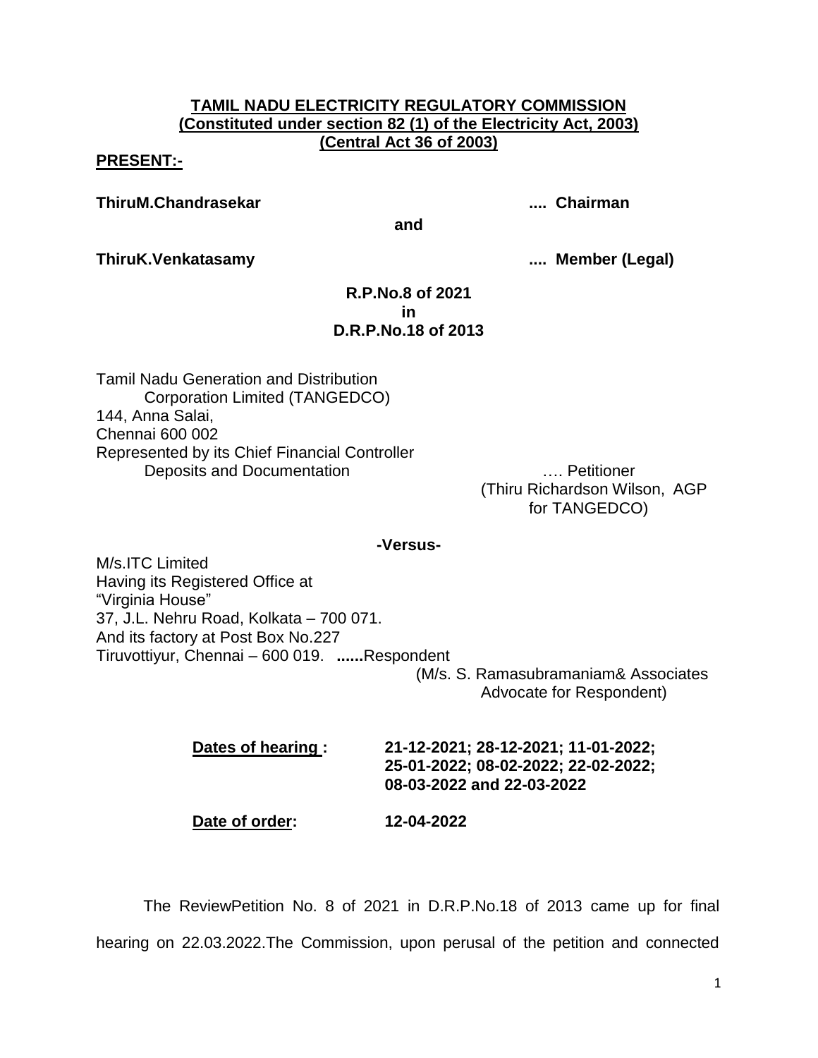**TAMIL NADU ELECTRICITY REGULATORY COMMISSION**
**(Constituted under section 82 (1) of the Electricity Act, 2003)**
**(Central Act 36 of 2003)**

**PRESENT:-**

**ThiruM.Chandrasekar .... Chairman**

**and**

**ThiruK.Venkatasamy .... Member (Legal)**

**R.P.No.8 of 2021**
**in**
**D.R.P.No.18 of 2013**

Tamil Nadu Generation and Distribution
Corporation Limited (TANGEDCO)
144, Anna Salai,
Chennai 600 002
Represented by its Chief Financial Controller
Deposits and Documentation …. Petitioner
(Thiru Richardson Wilson, AGP for TANGEDCO)

**-Versus-**

M/s.ITC Limited
Having its Registered Office at
"Virginia House"
37, J.L. Nehru Road, Kolkata – 700 071.
And its factory at Post Box No.227
Tiruvottiyur, Chennai – 600 019. **......**Respondent
(M/s. S. Ramasubramaniam& Associates Advocate for Respondent)

**Dates of hearing :** **21-12-2021; 28-12-2021; 11-01-2022; 25-01-2022; 08-02-2022; 22-02-2022; 08-03-2022 and 22-03-2022**

**Date of order:** **12-04-2022**

The ReviewPetition No. 8 of 2021 in D.R.P.No.18 of 2013 came up for final hearing on 22.03.2022.The Commission, upon perusal of the petition and connected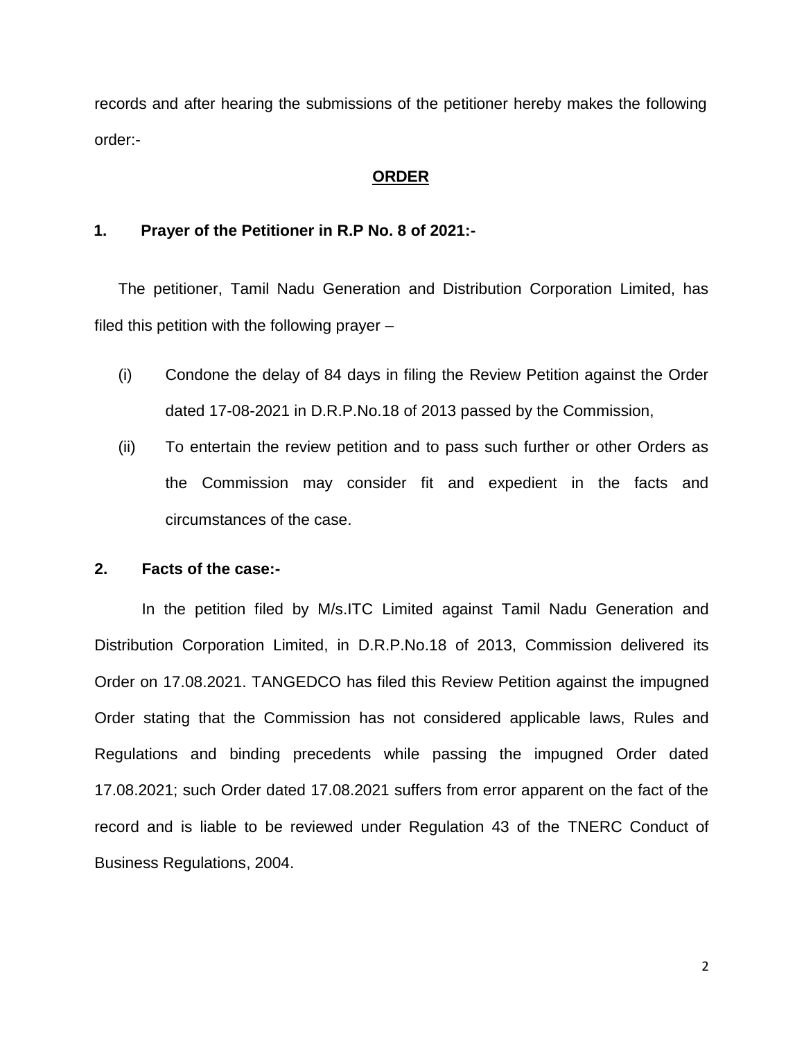records and after hearing the submissions of the petitioner hereby makes the following order:-

## ORDER

### 1. Prayer of the Petitioner in R.P No. 8 of 2021:-

The petitioner, Tamil Nadu Generation and Distribution Corporation Limited, has filed this petition with the following prayer –

(i) Condone the delay of 84 days in filing the Review Petition against the Order dated 17-08-2021 in D.R.P.No.18 of 2013 passed by the Commission,

(ii) To entertain the review petition and to pass such further or other Orders as the Commission may consider fit and expedient in the facts and circumstances of the case.

### 2. Facts of the case:-

In the petition filed by M/s.ITC Limited against Tamil Nadu Generation and Distribution Corporation Limited, in D.R.P.No.18 of 2013, Commission delivered its Order on 17.08.2021. TANGEDCO has filed this Review Petition against the impugned Order stating that the Commission has not considered applicable laws, Rules and Regulations and binding precedents while passing the impugned Order dated 17.08.2021; such Order dated 17.08.2021 suffers from error apparent on the fact of the record and is liable to be reviewed under Regulation 43 of the TNERC Conduct of Business Regulations, 2004.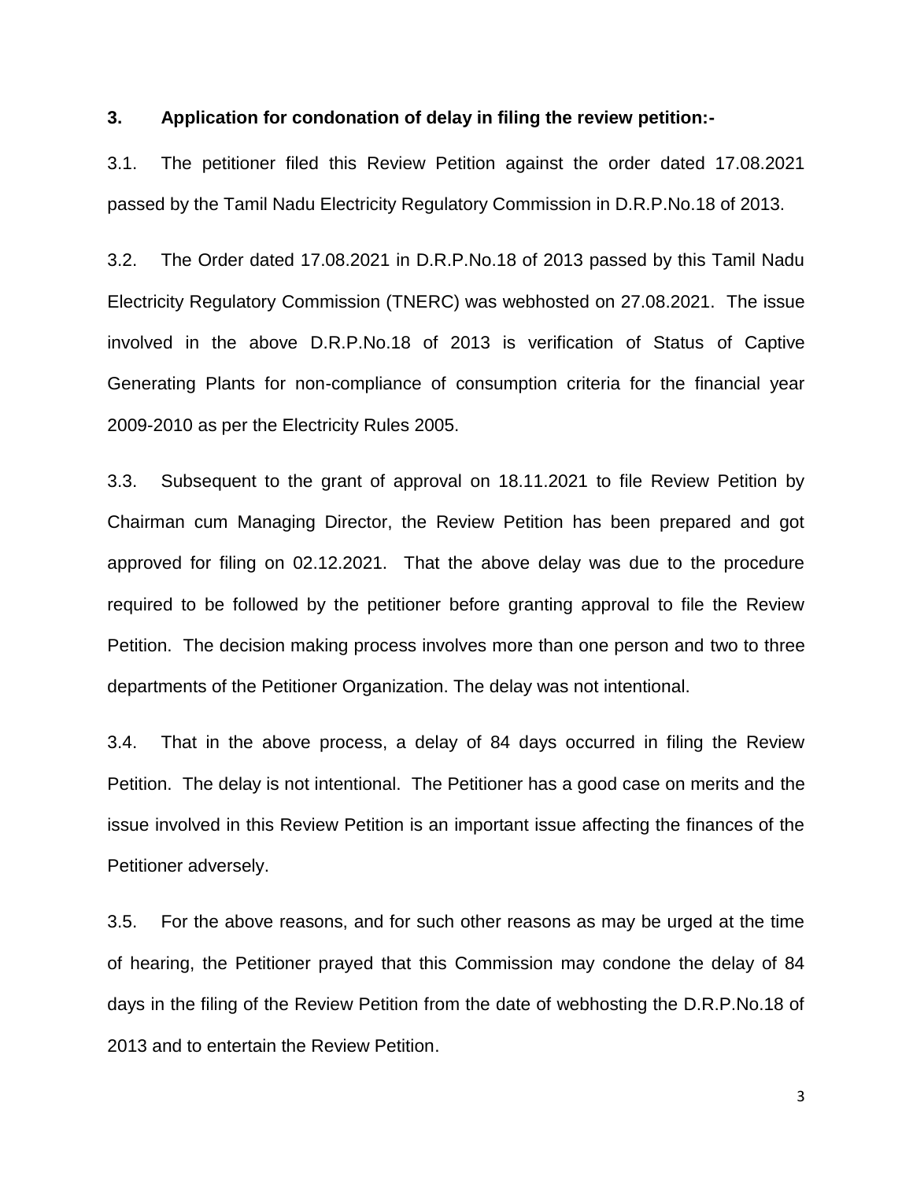**3. Application for condonation of delay in filing the review petition:-**

3.1. The petitioner filed this Review Petition against the order dated 17.08.2021 passed by the Tamil Nadu Electricity Regulatory Commission in D.R.P.No.18 of 2013.

3.2. The Order dated 17.08.2021 in D.R.P.No.18 of 2013 passed by this Tamil Nadu Electricity Regulatory Commission (TNERC) was webhosted on 27.08.2021. The issue involved in the above D.R.P.No.18 of 2013 is verification of Status of Captive Generating Plants for non-compliance of consumption criteria for the financial year 2009-2010 as per the Electricity Rules 2005.

3.3. Subsequent to the grant of approval on 18.11.2021 to file Review Petition by Chairman cum Managing Director, the Review Petition has been prepared and got approved for filing on 02.12.2021. That the above delay was due to the procedure required to be followed by the petitioner before granting approval to file the Review Petition. The decision making process involves more than one person and two to three departments of the Petitioner Organization. The delay was not intentional.

3.4. That in the above process, a delay of 84 days occurred in filing the Review Petition. The delay is not intentional. The Petitioner has a good case on merits and the issue involved in this Review Petition is an important issue affecting the finances of the Petitioner adversely.

3.5. For the above reasons, and for such other reasons as may be urged at the time of hearing, the Petitioner prayed that this Commission may condone the delay of 84 days in the filing of the Review Petition from the date of webhosting the D.R.P.No.18 of 2013 and to entertain the Review Petition.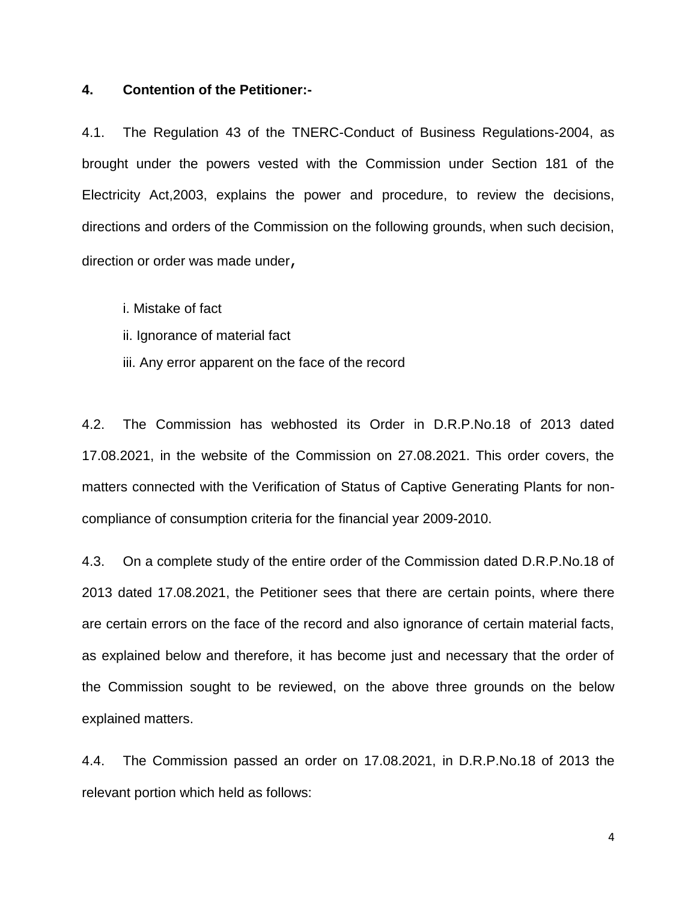**4. Contention of the Petitioner:-**

4.1. The Regulation 43 of the TNERC-Conduct of Business Regulations-2004, as brought under the powers vested with the Commission under Section 181 of the Electricity Act,2003, explains the power and procedure, to review the decisions, directions and orders of the Commission on the following grounds, when such decision, direction or order was made under,

i. Mistake of fact

ii. Ignorance of material fact

iii. Any error apparent on the face of the record

4.2. The Commission has webhosted its Order in D.R.P.No.18 of 2013 dated 17.08.2021, in the website of the Commission on 27.08.2021. This order covers, the matters connected with the Verification of Status of Captive Generating Plants for non-compliance of consumption criteria for the financial year 2009-2010.

4.3. On a complete study of the entire order of the Commission dated D.R.P.No.18 of 2013 dated 17.08.2021, the Petitioner sees that there are certain points, where there are certain errors on the face of the record and also ignorance of certain material facts, as explained below and therefore, it has become just and necessary that the order of the Commission sought to be reviewed, on the above three grounds on the below explained matters.

4.4. The Commission passed an order on 17.08.2021, in D.R.P.No.18 of 2013 the relevant portion which held as follows: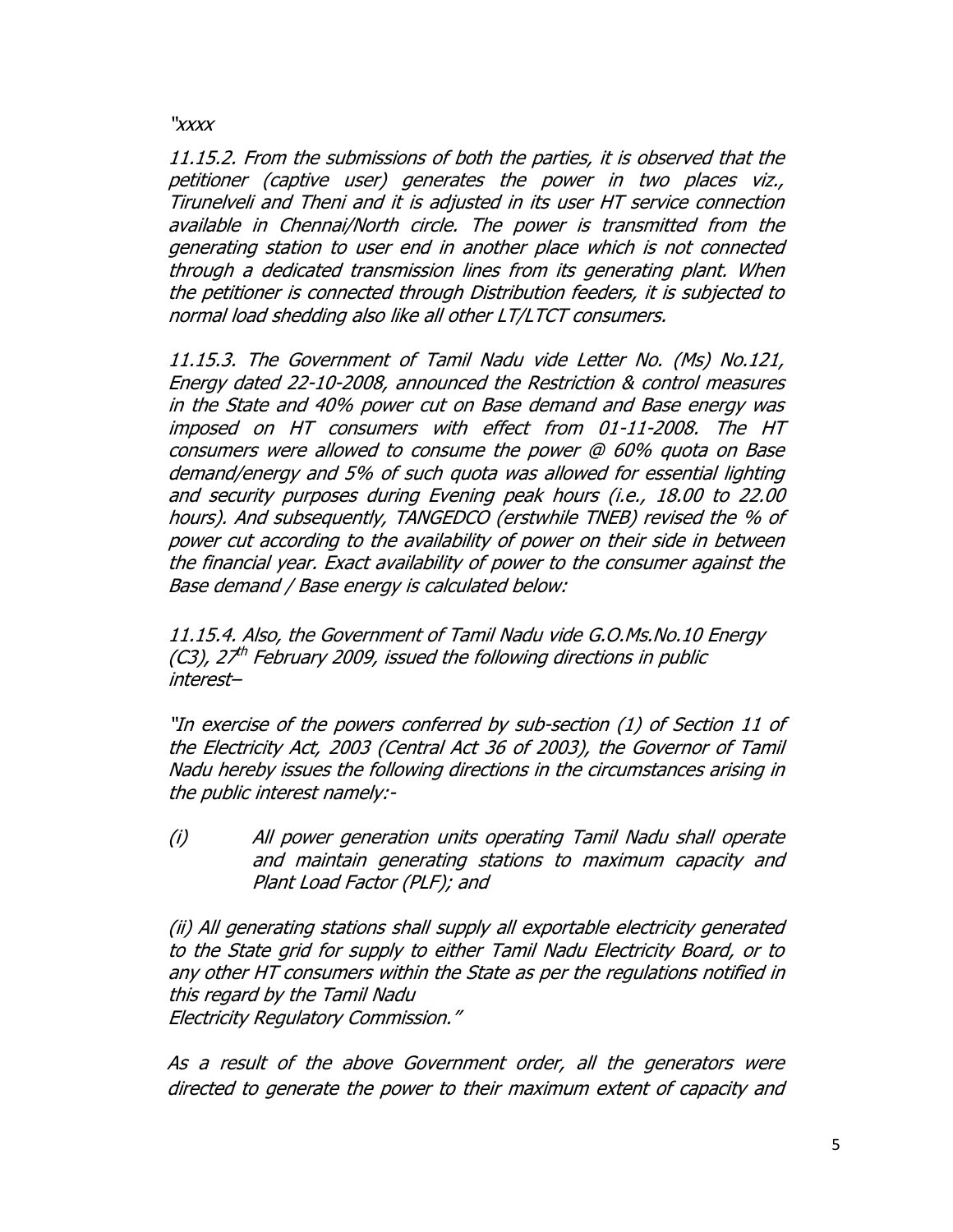*"xxxx*

*11.15.2. From the submissions of both the parties, it is observed that the petitioner (captive user) generates the power in two places viz., Tirunelveli and Theni and it is adjusted in its user HT service connection available in Chennai/North circle. The power is transmitted from the generating station to user end in another place which is not connected through a dedicated transmission lines from its generating plant. When the petitioner is connected through Distribution feeders, it is subjected to normal load shedding also like all other LT/LTCT consumers.*

*11.15.3. The Government of Tamil Nadu vide Letter No. (Ms) No.121, Energy dated 22-10-2008, announced the Restriction & control measures in the State and 40% power cut on Base demand and Base energy was imposed on HT consumers with effect from 01-11-2008. The HT consumers were allowed to consume the power @ 60% quota on Base demand/energy and 5% of such quota was allowed for essential lighting and security purposes during Evening peak hours (i.e., 18.00 to 22.00 hours). And subsequently, TANGEDCO (erstwhile TNEB) revised the % of power cut according to the availability of power on their side in between the financial year. Exact availability of power to the consumer against the Base demand / Base energy is calculated below:*

*11.15.4. Also, the Government of Tamil Nadu vide G.O.Ms.No.10 Energy (C3), 27th February 2009, issued the following directions in public interest–*

*"In exercise of the powers conferred by sub-section (1) of Section 11 of the Electricity Act, 2003 (Central Act 36 of 2003), the Governor of Tamil Nadu hereby issues the following directions in the circumstances arising in the public interest namely:-*

*(i) All power generation units operating Tamil Nadu shall operate and maintain generating stations to maximum capacity and Plant Load Factor (PLF); and*

*(ii) All generating stations shall supply all exportable electricity generated to the State grid for supply to either Tamil Nadu Electricity Board, or to any other HT consumers within the State as per the regulations notified in this regard by the Tamil Nadu Electricity Regulatory Commission."*

*As a result of the above Government order, all the generators were directed to generate the power to their maximum extent of capacity and*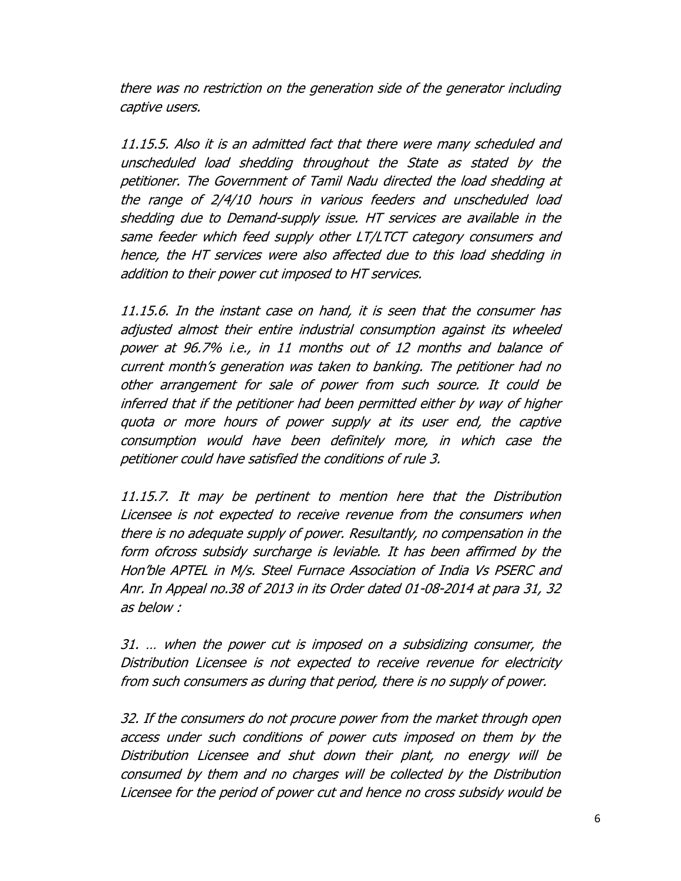*there was no restriction on the generation side of the generator including captive users.*

*11.15.5. Also it is an admitted fact that there were many scheduled and unscheduled load shedding throughout the State as stated by the petitioner. The Government of Tamil Nadu directed the load shedding at the range of 2/4/10 hours in various feeders and unscheduled load shedding due to Demand-supply issue. HT services are available in the same feeder which feed supply other LT/LTCT category consumers and hence, the HT services were also affected due to this load shedding in addition to their power cut imposed to HT services.*

*11.15.6. In the instant case on hand, it is seen that the consumer has adjusted almost their entire industrial consumption against its wheeled power at 96.7% i.e., in 11 months out of 12 months and balance of current month's generation was taken to banking. The petitioner had no other arrangement for sale of power from such source. It could be inferred that if the petitioner had been permitted either by way of higher quota or more hours of power supply at its user end, the captive consumption would have been definitely more, in which case the petitioner could have satisfied the conditions of rule 3.*

*11.15.7. It may be pertinent to mention here that the Distribution Licensee is not expected to receive revenue from the consumers when there is no adequate supply of power. Resultantly, no compensation in the form ofcross subsidy surcharge is leviable. It has been affirmed by the Hon'ble APTEL in M/s. Steel Furnace Association of India Vs PSERC and Anr. In Appeal no.38 of 2013 in its Order dated 01-08-2014 at para 31, 32 as below :*

*31. … when the power cut is imposed on a subsidizing consumer, the Distribution Licensee is not expected to receive revenue for electricity from such consumers as during that period, there is no supply of power.*

*32. If the consumers do not procure power from the market through open access under such conditions of power cuts imposed on them by the Distribution Licensee and shut down their plant, no energy will be consumed by them and no charges will be collected by the Distribution Licensee for the period of power cut and hence no cross subsidy would be*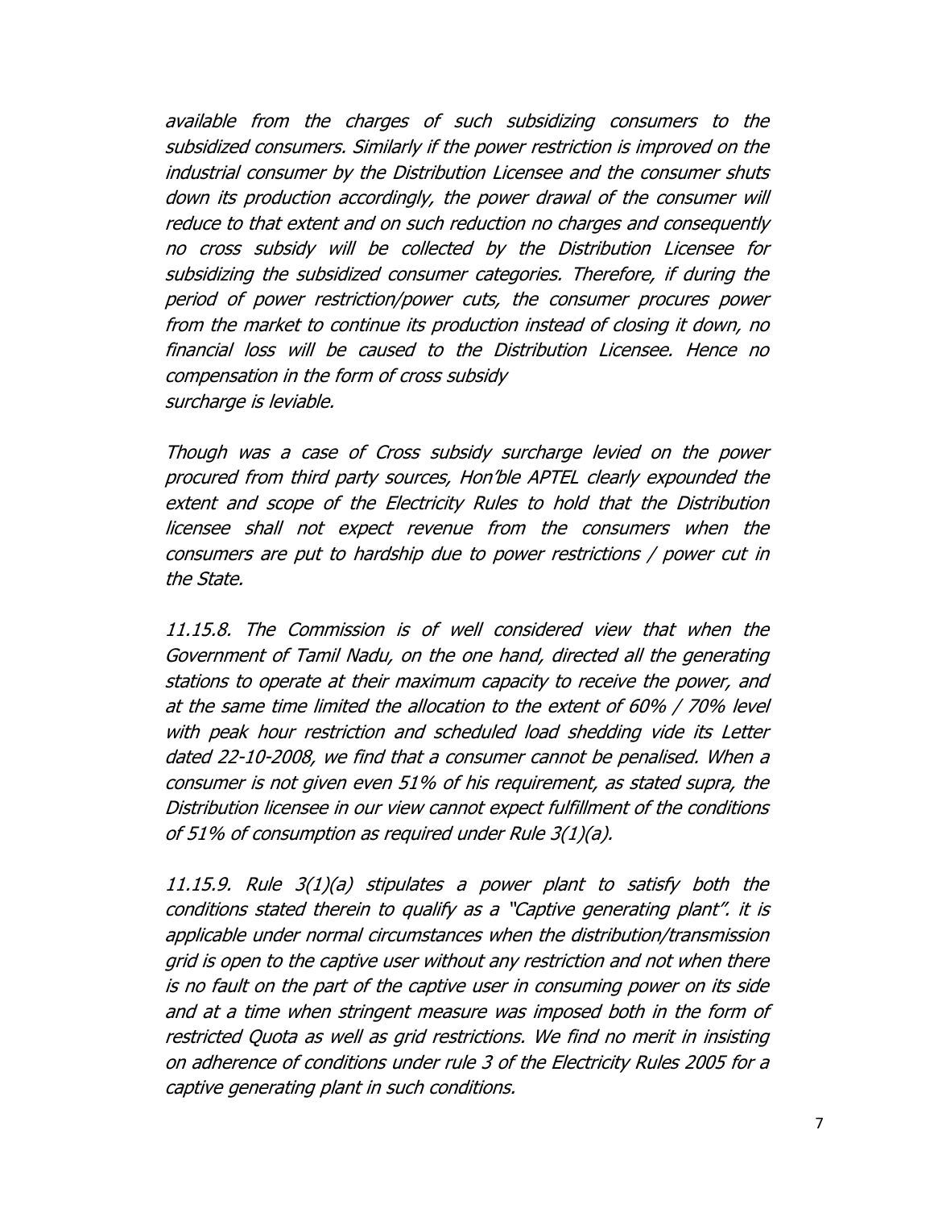*available from the charges of such subsidizing consumers to the subsidized consumers. Similarly if the power restriction is improved on the industrial consumer by the Distribution Licensee and the consumer shuts down its production accordingly, the power drawal of the consumer will reduce to that extent and on such reduction no charges and consequently no cross subsidy will be collected by the Distribution Licensee for subsidizing the subsidized consumer categories. Therefore, if during the period of power restriction/power cuts, the consumer procures power from the market to continue its production instead of closing it down, no financial loss will be caused to the Distribution Licensee. Hence no compensation in the form of cross subsidy surcharge is leviable.*

*Though was a case of Cross subsidy surcharge levied on the power procured from third party sources, Hon'ble APTEL clearly expounded the extent and scope of the Electricity Rules to hold that the Distribution licensee shall not expect revenue from the consumers when the consumers are put to hardship due to power restrictions / power cut in the State.*

*11.15.8. The Commission is of well considered view that when the Government of Tamil Nadu, on the one hand, directed all the generating stations to operate at their maximum capacity to receive the power, and at the same time limited the allocation to the extent of 60% / 70% level with peak hour restriction and scheduled load shedding vide its Letter dated 22-10-2008, we find that a consumer cannot be penalised. When a consumer is not given even 51% of his requirement, as stated supra, the Distribution licensee in our view cannot expect fulfillment of the conditions of 51% of consumption as required under Rule 3(1)(a).*

*11.15.9. Rule 3(1)(a) stipulates a power plant to satisfy both the conditions stated therein to qualify as a "Captive generating plant". it is applicable under normal circumstances when the distribution/transmission grid is open to the captive user without any restriction and not when there is no fault on the part of the captive user in consuming power on its side and at a time when stringent measure was imposed both in the form of restricted Quota as well as grid restrictions. We find no merit in insisting on adherence of conditions under rule 3 of the Electricity Rules 2005 for a captive generating plant in such conditions.*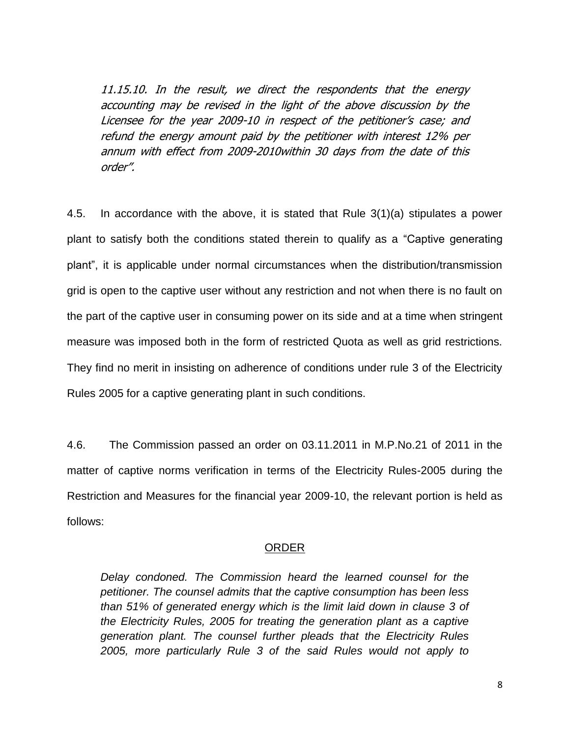> *11.15.10. In the result, we direct the respondents that the energy accounting may be revised in the light of the above discussion by the Licensee for the year 2009-10 in respect of the petitioner's case; and refund the energy amount paid by the petitioner with interest 12% per annum with effect from 2009-2010within 30 days from the date of this order".*

4.5. In accordance with the above, it is stated that Rule 3(1)(a) stipulates a power plant to satisfy both the conditions stated therein to qualify as a "Captive generating plant", it is applicable under normal circumstances when the distribution/transmission grid is open to the captive user without any restriction and not when there is no fault on the part of the captive user in consuming power on its side and at a time when stringent measure was imposed both in the form of restricted Quota as well as grid restrictions. They find no merit in insisting on adherence of conditions under rule 3 of the Electricity Rules 2005 for a captive generating plant in such conditions.

4.6. The Commission passed an order on 03.11.2011 in M.P.No.21 of 2011 in the matter of captive norms verification in terms of the Electricity Rules-2005 during the Restriction and Measures for the financial year 2009-10, the relevant portion is held as follows:

<u>ORDER</u>

> *Delay condoned. The Commission heard the learned counsel for the petitioner. The counsel admits that the captive consumption has been less than 51% of generated energy which is the limit laid down in clause 3 of the Electricity Rules, 2005 for treating the generation plant as a captive generation plant. The counsel further pleads that the Electricity Rules 2005, more particularly Rule 3 of the said Rules would not apply to*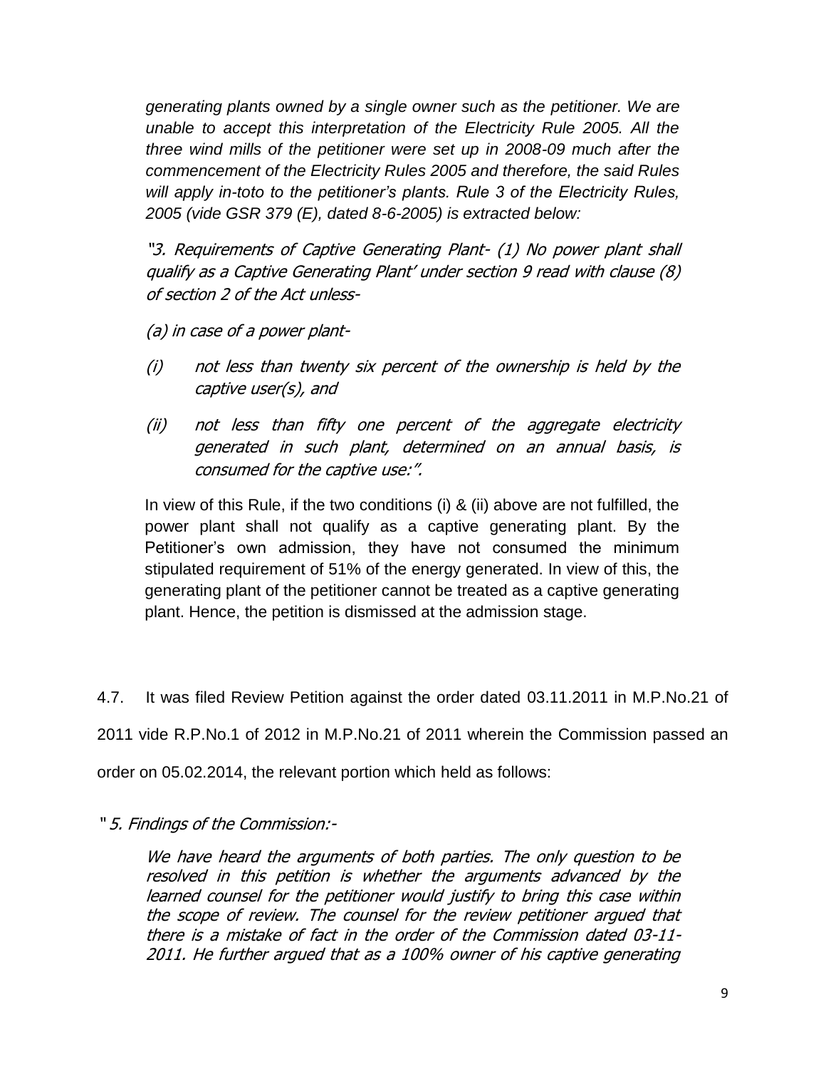*generating plants owned by a single owner such as the petitioner. We are unable to accept this interpretation of the Electricity Rule 2005. All the three wind mills of the petitioner were set up in 2008-09 much after the commencement of the Electricity Rules 2005 and therefore, the said Rules will apply in-toto to the petitioner's plants. Rule 3 of the Electricity Rules, 2005 (vide GSR 379 (E), dated 8-6-2005) is extracted below:*

*"3. Requirements of Captive Generating Plant- (1) No power plant shall qualify as a Captive Generating Plant' under section 9 read with clause (8) of section 2 of the Act unless-*

*(a) in case of a power plant-*

*(i) not less than twenty six percent of the ownership is held by the captive user(s), and*

*(ii) not less than fifty one percent of the aggregate electricity generated in such plant, determined on an annual basis, is consumed for the captive use:".*

In view of this Rule, if the two conditions (i) & (ii) above are not fulfilled, the power plant shall not qualify as a captive generating plant. By the Petitioner's own admission, they have not consumed the minimum stipulated requirement of 51% of the energy generated. In view of this, the generating plant of the petitioner cannot be treated as a captive generating plant. Hence, the petition is dismissed at the admission stage.

4.7. It was filed Review Petition against the order dated 03.11.2011 in M.P.No.21 of 2011 vide R.P.No.1 of 2012 in M.P.No.21 of 2011 wherein the Commission passed an order on 05.02.2014, the relevant portion which held as follows:

" *5. Findings of the Commission:-*

*We have heard the arguments of both parties. The only question to be resolved in this petition is whether the arguments advanced by the learned counsel for the petitioner would justify to bring this case within the scope of review. The counsel for the review petitioner argued that there is a mistake of fact in the order of the Commission dated 03-11-2011. He further argued that as a 100% owner of his captive generating*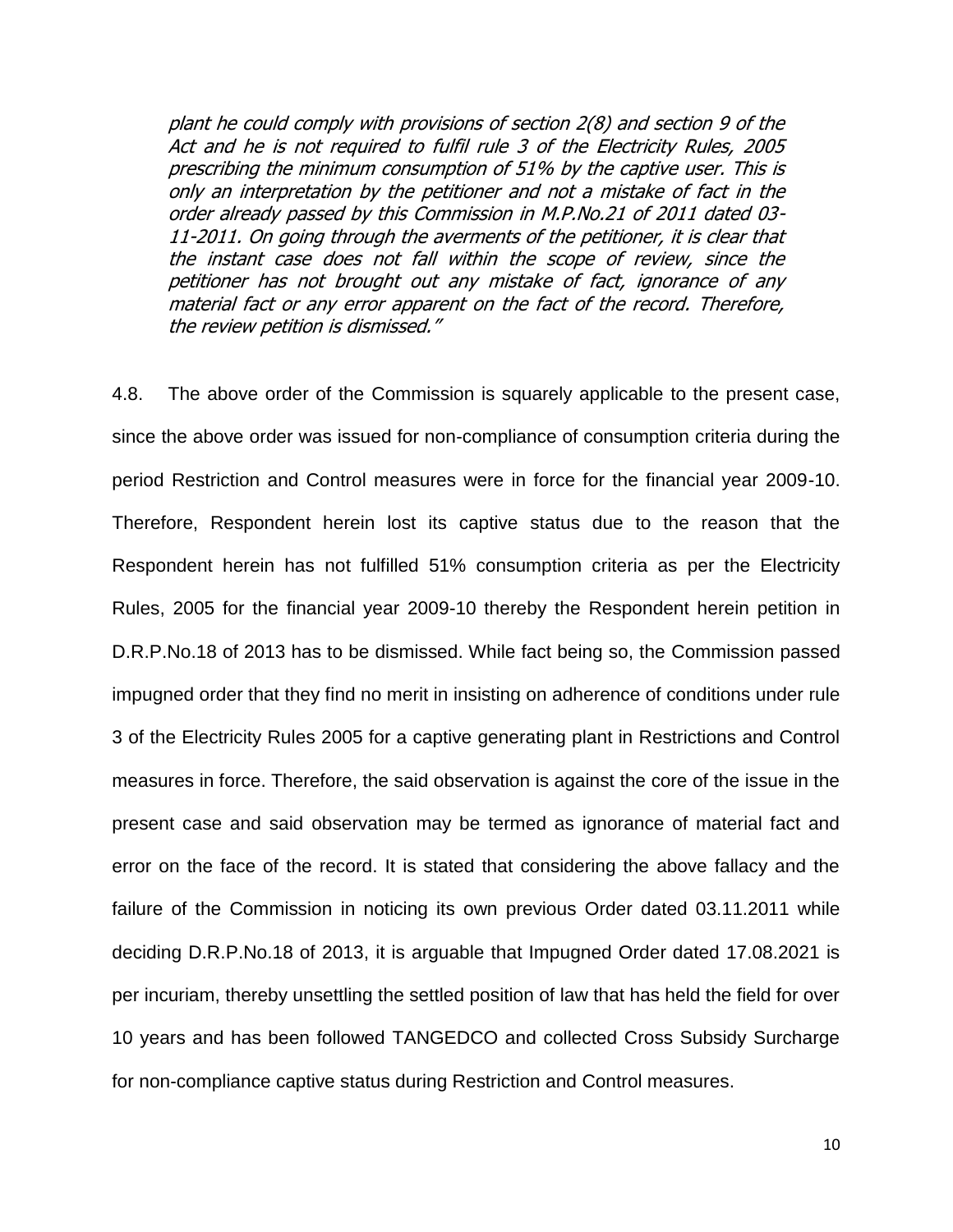*plant he could comply with provisions of section 2(8) and section 9 of the Act and he is not required to fulfil rule 3 of the Electricity Rules, 2005 prescribing the minimum consumption of 51% by the captive user. This is only an interpretation by the petitioner and not a mistake of fact in the order already passed by this Commission in M.P.No.21 of 2011 dated 03-11-2011. On going through the averments of the petitioner, it is clear that the instant case does not fall within the scope of review, since the petitioner has not brought out any mistake of fact, ignorance of any material fact or any error apparent on the fact of the record. Therefore, the review petition is dismissed."*

4.8. The above order of the Commission is squarely applicable to the present case, since the above order was issued for non-compliance of consumption criteria during the period Restriction and Control measures were in force for the financial year 2009-10. Therefore, Respondent herein lost its captive status due to the reason that the Respondent herein has not fulfilled 51% consumption criteria as per the Electricity Rules, 2005 for the financial year 2009-10 thereby the Respondent herein petition in D.R.P.No.18 of 2013 has to be dismissed. While fact being so, the Commission passed impugned order that they find no merit in insisting on adherence of conditions under rule 3 of the Electricity Rules 2005 for a captive generating plant in Restrictions and Control measures in force. Therefore, the said observation is against the core of the issue in the present case and said observation may be termed as ignorance of material fact and error on the face of the record. It is stated that considering the above fallacy and the failure of the Commission in noticing its own previous Order dated 03.11.2011 while deciding D.R.P.No.18 of 2013, it is arguable that Impugned Order dated 17.08.2021 is per incuriam, thereby unsettling the settled position of law that has held the field for over 10 years and has been followed TANGEDCO and collected Cross Subsidy Surcharge for non-compliance captive status during Restriction and Control measures.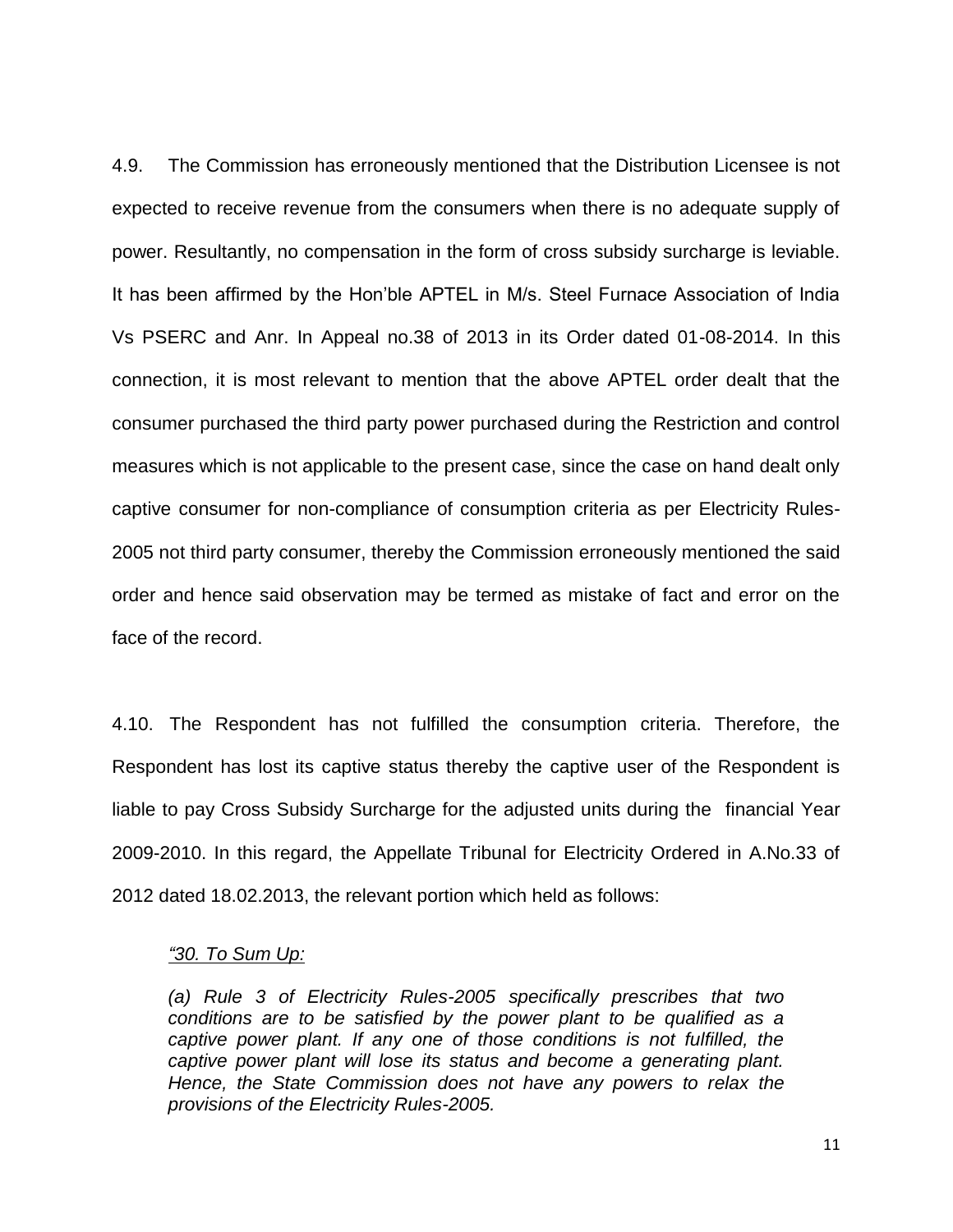4.9. The Commission has erroneously mentioned that the Distribution Licensee is not expected to receive revenue from the consumers when there is no adequate supply of power. Resultantly, no compensation in the form of cross subsidy surcharge is leviable. It has been affirmed by the Hon'ble APTEL in M/s. Steel Furnace Association of India Vs PSERC and Anr. In Appeal no.38 of 2013 in its Order dated 01-08-2014. In this connection, it is most relevant to mention that the above APTEL order dealt that the consumer purchased the third party power purchased during the Restriction and control measures which is not applicable to the present case, since the case on hand dealt only captive consumer for non-compliance of consumption criteria as per Electricity Rules-2005 not third party consumer, thereby the Commission erroneously mentioned the said order and hence said observation may be termed as mistake of fact and error on the face of the record.

4.10. The Respondent has not fulfilled the consumption criteria. Therefore, the Respondent has lost its captive status thereby the captive user of the Respondent is liable to pay Cross Subsidy Surcharge for the adjusted units during the financial Year 2009-2010. In this regard, the Appellate Tribunal for Electricity Ordered in A.No.33 of 2012 dated 18.02.2013, the relevant portion which held as follows:

> *<u>"30. To Sum Up:</u>*
>
> *(a) Rule 3 of Electricity Rules-2005 specifically prescribes that two conditions are to be satisfied by the power plant to be qualified as a captive power plant. If any one of those conditions is not fulfilled, the captive power plant will lose its status and become a generating plant. Hence, the State Commission does not have any powers to relax the provisions of the Electricity Rules-2005.*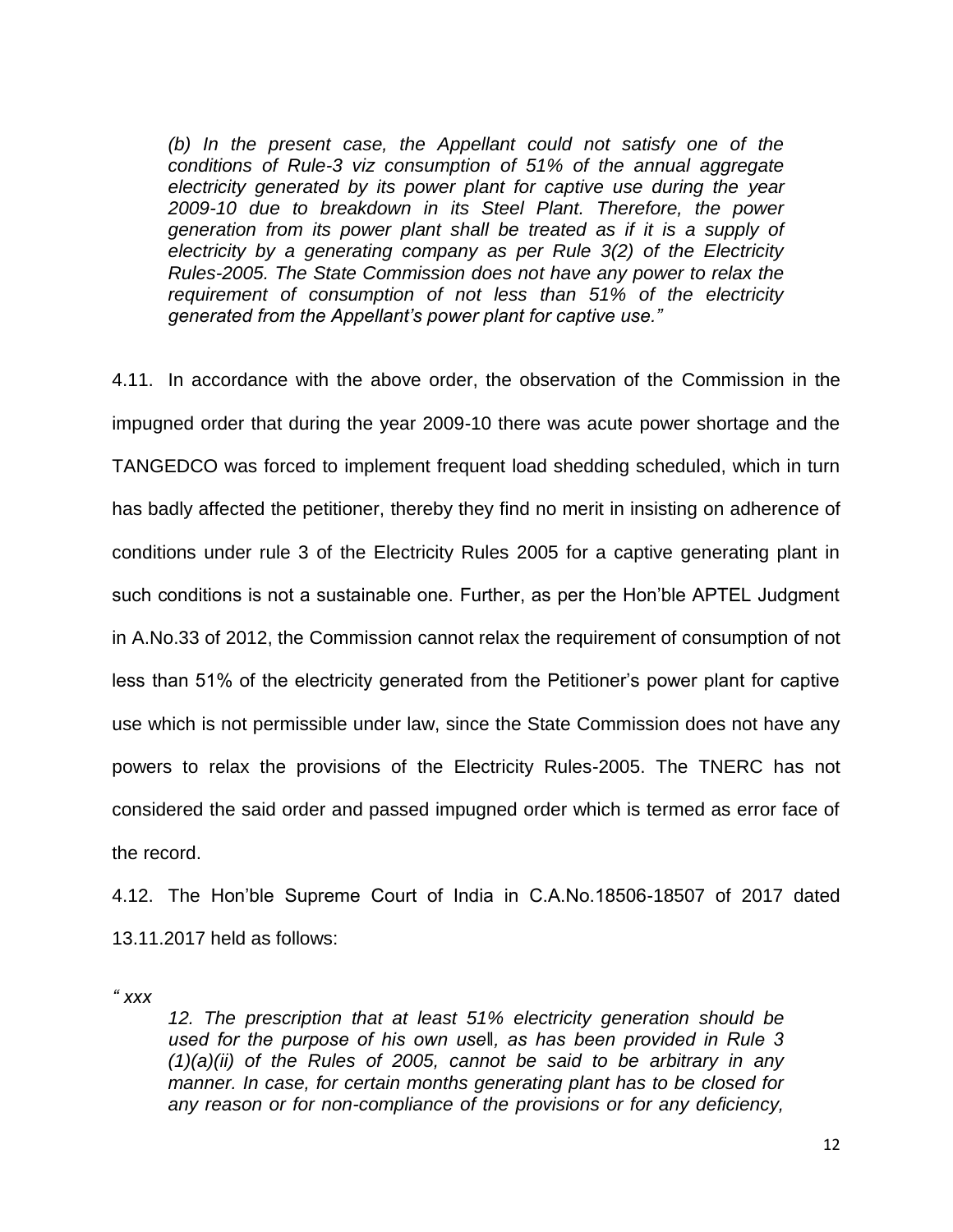*(b) In the present case, the Appellant could not satisfy one of the conditions of Rule-3 viz consumption of 51% of the annual aggregate electricity generated by its power plant for captive use during the year 2009-10 due to breakdown in its Steel Plant. Therefore, the power generation from its power plant shall be treated as if it is a supply of electricity by a generating company as per Rule 3(2) of the Electricity Rules-2005. The State Commission does not have any power to relax the requirement of consumption of not less than 51% of the electricity generated from the Appellant's power plant for captive use."*

4.11. In accordance with the above order, the observation of the Commission in the impugned order that during the year 2009-10 there was acute power shortage and the TANGEDCO was forced to implement frequent load shedding scheduled, which in turn has badly affected the petitioner, thereby they find no merit in insisting on adherence of conditions under rule 3 of the Electricity Rules 2005 for a captive generating plant in such conditions is not a sustainable one. Further, as per the Hon'ble APTEL Judgment in A.No.33 of 2012, the Commission cannot relax the requirement of consumption of not less than 51% of the electricity generated from the Petitioner's power plant for captive use which is not permissible under law, since the State Commission does not have any powers to relax the provisions of the Electricity Rules-2005. The TNERC has not considered the said order and passed impugned order which is termed as error face of the record.

4.12. The Hon'ble Supreme Court of India in C.A.No.18506-18507 of 2017 dated 13.11.2017 held as follows:

*" xxx*

*12. The prescription that at least 51% electricity generation should be used for the purpose of his own use‖, as has been provided in Rule 3 (1)(a)(ii) of the Rules of 2005, cannot be said to be arbitrary in any manner. In case, for certain months generating plant has to be closed for any reason or for non-compliance of the provisions or for any deficiency,*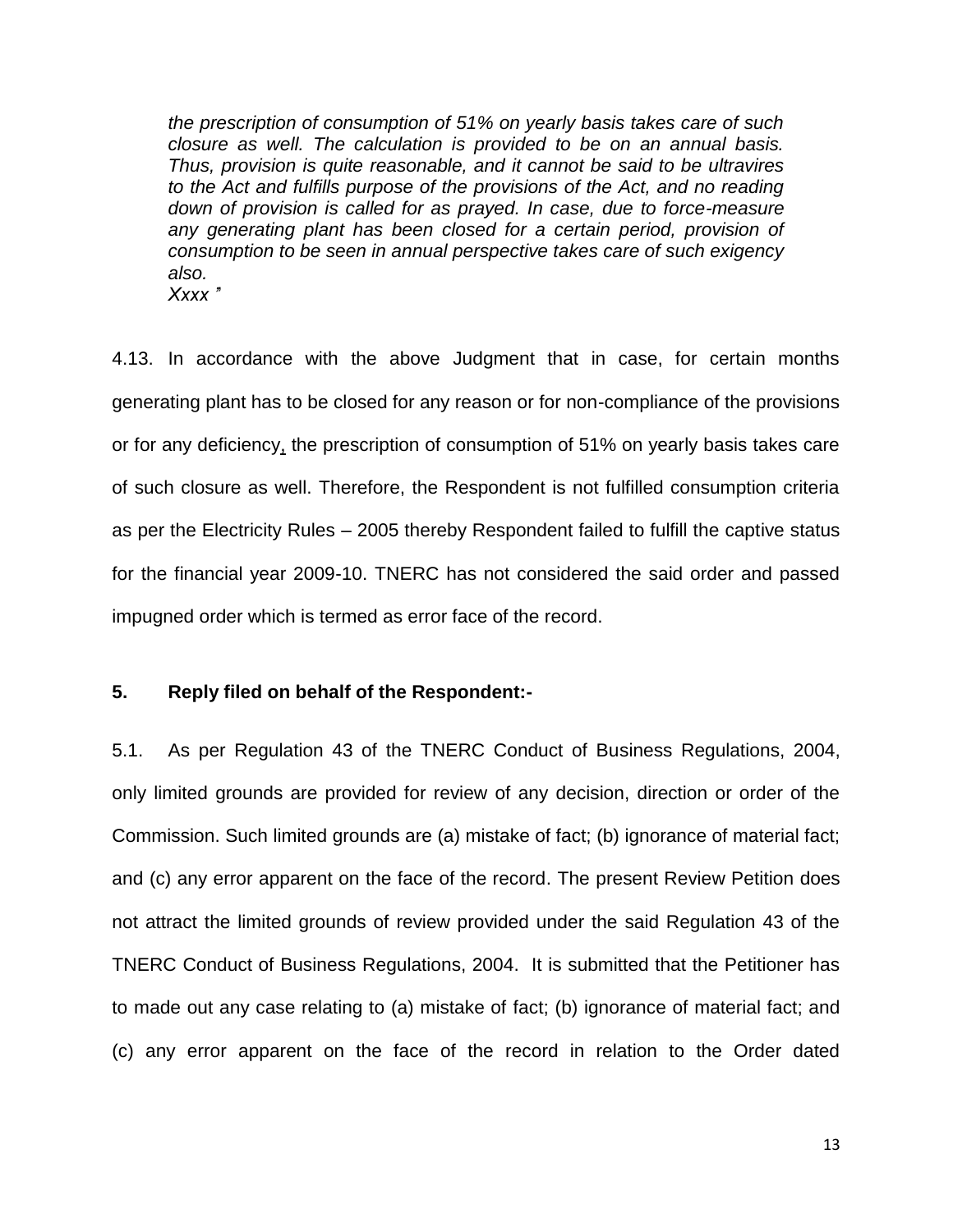*the prescription of consumption of 51% on yearly basis takes care of such closure as well. The calculation is provided to be on an annual basis. Thus, provision is quite reasonable, and it cannot be said to be ultravires to the Act and fulfills purpose of the provisions of the Act, and no reading down of provision is called for as prayed. In case, due to force-measure any generating plant has been closed for a certain period, provision of consumption to be seen in annual perspective takes care of such exigency also.*
*Xxxx "*

4.13. In accordance with the above Judgment that in case, for certain months generating plant has to be closed for any reason or for non-compliance of the provisions or for any deficiency, the prescription of consumption of 51% on yearly basis takes care of such closure as well. Therefore, the Respondent is not fulfilled consumption criteria as per the Electricity Rules – 2005 thereby Respondent failed to fulfill the captive status for the financial year 2009-10. TNERC has not considered the said order and passed impugned order which is termed as error face of the record.

**5. Reply filed on behalf of the Respondent:-**

5.1. As per Regulation 43 of the TNERC Conduct of Business Regulations, 2004, only limited grounds are provided for review of any decision, direction or order of the Commission. Such limited grounds are (a) mistake of fact; (b) ignorance of material fact; and (c) any error apparent on the face of the record. The present Review Petition does not attract the limited grounds of review provided under the said Regulation 43 of the TNERC Conduct of Business Regulations, 2004. It is submitted that the Petitioner has to made out any case relating to (a) mistake of fact; (b) ignorance of material fact; and (c) any error apparent on the face of the record in relation to the Order dated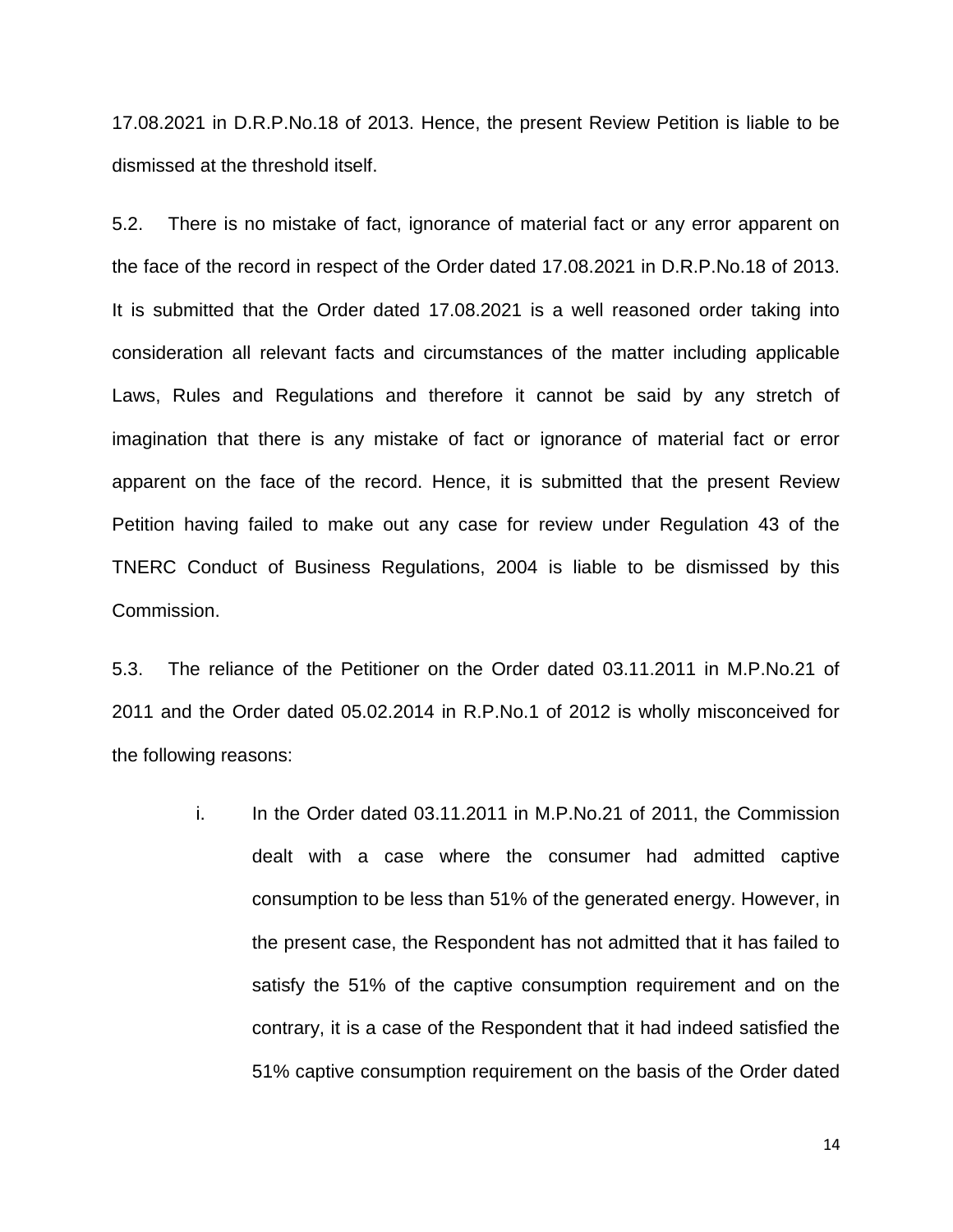17.08.2021 in D.R.P.No.18 of 2013. Hence, the present Review Petition is liable to be dismissed at the threshold itself.

5.2. There is no mistake of fact, ignorance of material fact or any error apparent on the face of the record in respect of the Order dated 17.08.2021 in D.R.P.No.18 of 2013. It is submitted that the Order dated 17.08.2021 is a well reasoned order taking into consideration all relevant facts and circumstances of the matter including applicable Laws, Rules and Regulations and therefore it cannot be said by any stretch of imagination that there is any mistake of fact or ignorance of material fact or error apparent on the face of the record. Hence, it is submitted that the present Review Petition having failed to make out any case for review under Regulation 43 of the TNERC Conduct of Business Regulations, 2004 is liable to be dismissed by this Commission.

5.3. The reliance of the Petitioner on the Order dated 03.11.2011 in M.P.No.21 of 2011 and the Order dated 05.02.2014 in R.P.No.1 of 2012 is wholly misconceived for the following reasons:

i. In the Order dated 03.11.2011 in M.P.No.21 of 2011, the Commission dealt with a case where the consumer had admitted captive consumption to be less than 51% of the generated energy. However, in the present case, the Respondent has not admitted that it has failed to satisfy the 51% of the captive consumption requirement and on the contrary, it is a case of the Respondent that it had indeed satisfied the 51% captive consumption requirement on the basis of the Order dated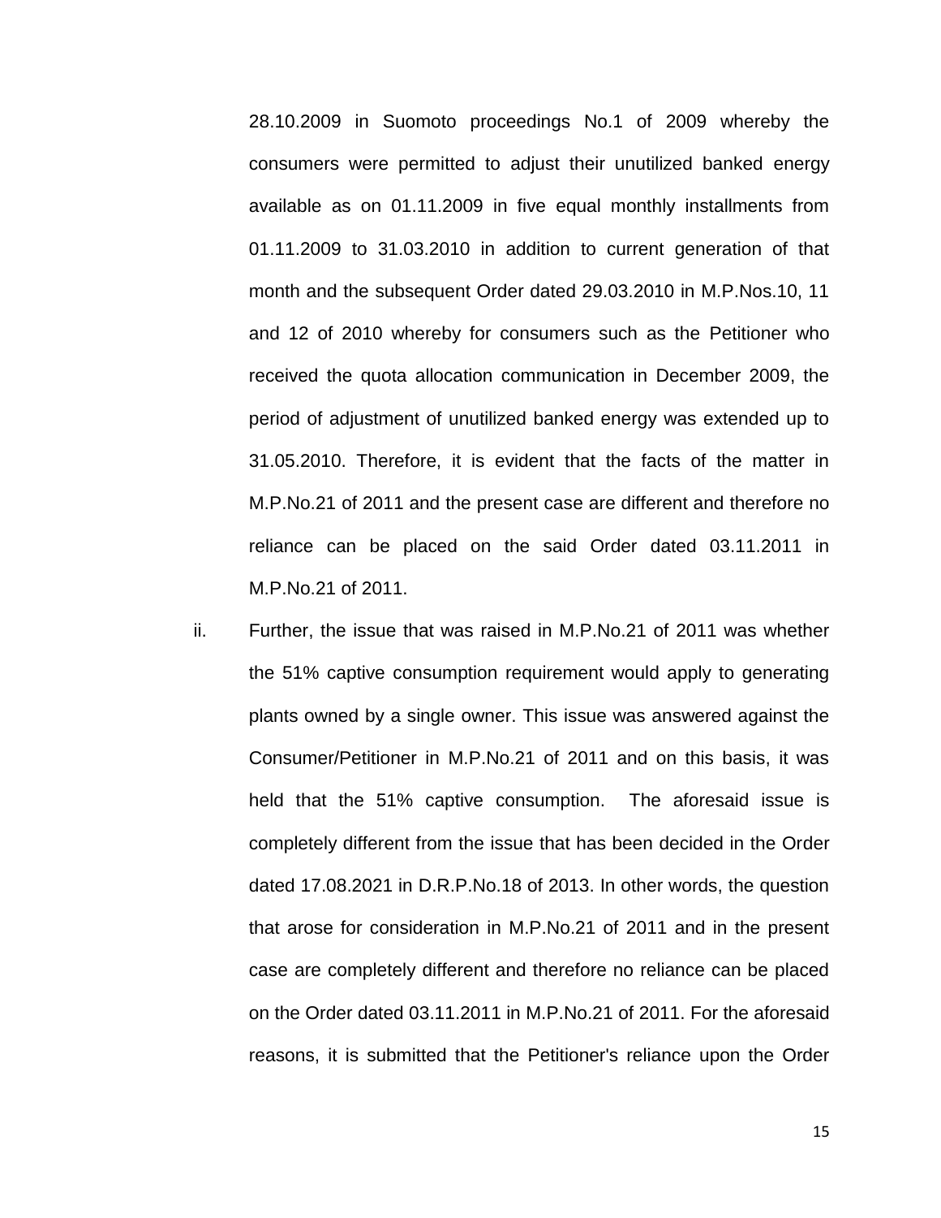28.10.2009 in Suomoto proceedings No.1 of 2009 whereby the consumers were permitted to adjust their unutilized banked energy available as on 01.11.2009 in five equal monthly installments from 01.11.2009 to 31.03.2010 in addition to current generation of that month and the subsequent Order dated 29.03.2010 in M.P.Nos.10, 11 and 12 of 2010 whereby for consumers such as the Petitioner who received the quota allocation communication in December 2009, the period of adjustment of unutilized banked energy was extended up to 31.05.2010. Therefore, it is evident that the facts of the matter in M.P.No.21 of 2011 and the present case are different and therefore no reliance can be placed on the said Order dated 03.11.2011 in M.P.No.21 of 2011.

ii. Further, the issue that was raised in M.P.No.21 of 2011 was whether the 51% captive consumption requirement would apply to generating plants owned by a single owner. This issue was answered against the Consumer/Petitioner in M.P.No.21 of 2011 and on this basis, it was held that the 51% captive consumption. The aforesaid issue is completely different from the issue that has been decided in the Order dated 17.08.2021 in D.R.P.No.18 of 2013. In other words, the question that arose for consideration in M.P.No.21 of 2011 and in the present case are completely different and therefore no reliance can be placed on the Order dated 03.11.2011 in M.P.No.21 of 2011. For the aforesaid reasons, it is submitted that the Petitioner's reliance upon the Order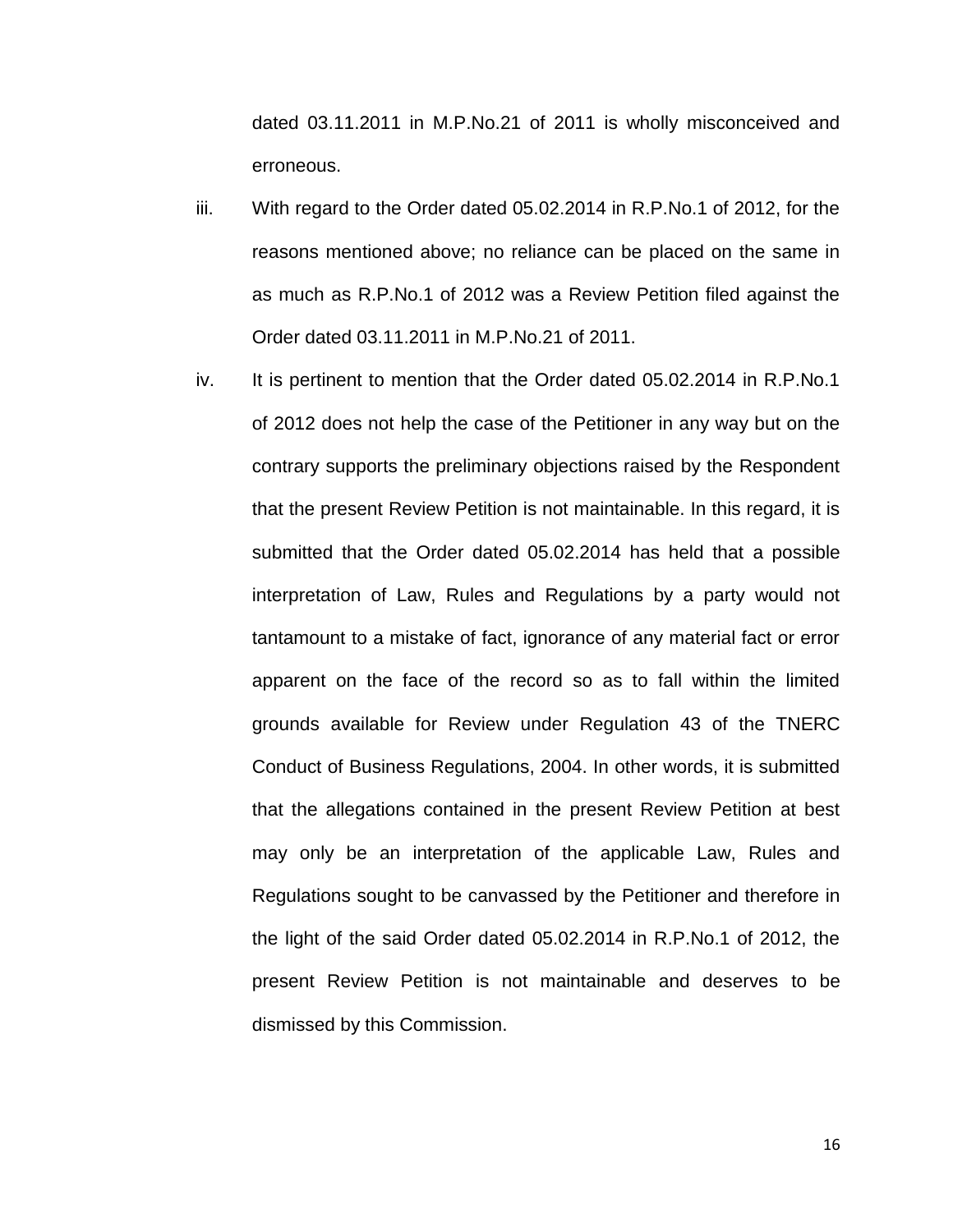dated 03.11.2011 in M.P.No.21 of 2011 is wholly misconceived and erroneous.

iii. With regard to the Order dated 05.02.2014 in R.P.No.1 of 2012, for the reasons mentioned above; no reliance can be placed on the same in as much as R.P.No.1 of 2012 was a Review Petition filed against the Order dated 03.11.2011 in M.P.No.21 of 2011.

iv. It is pertinent to mention that the Order dated 05.02.2014 in R.P.No.1 of 2012 does not help the case of the Petitioner in any way but on the contrary supports the preliminary objections raised by the Respondent that the present Review Petition is not maintainable. In this regard, it is submitted that the Order dated 05.02.2014 has held that a possible interpretation of Law, Rules and Regulations by a party would not tantamount to a mistake of fact, ignorance of any material fact or error apparent on the face of the record so as to fall within the limited grounds available for Review under Regulation 43 of the TNERC Conduct of Business Regulations, 2004. In other words, it is submitted that the allegations contained in the present Review Petition at best may only be an interpretation of the applicable Law, Rules and Regulations sought to be canvassed by the Petitioner and therefore in the light of the said Order dated 05.02.2014 in R.P.No.1 of 2012, the present Review Petition is not maintainable and deserves to be dismissed by this Commission.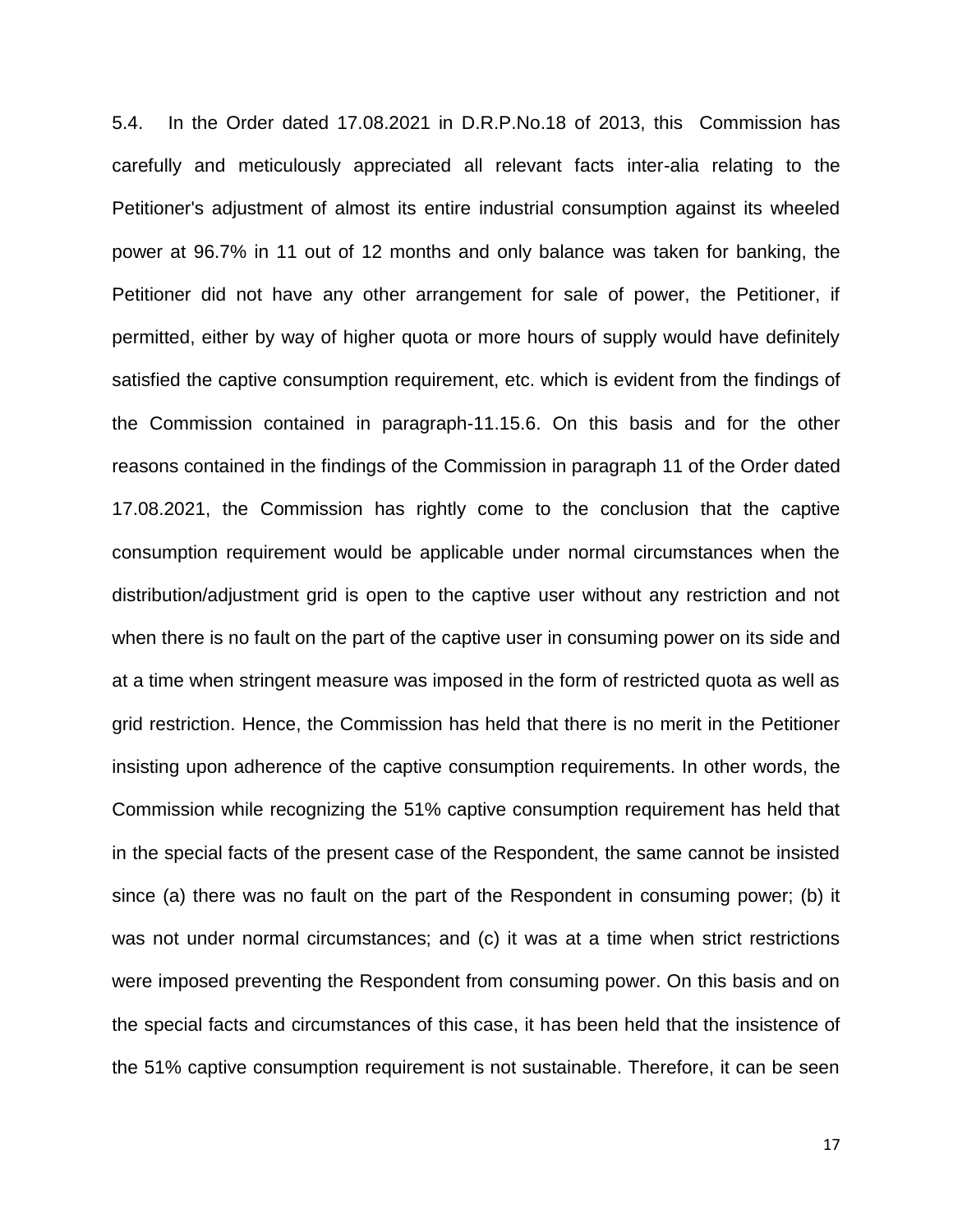5.4. In the Order dated 17.08.2021 in D.R.P.No.18 of 2013, this Commission has carefully and meticulously appreciated all relevant facts inter-alia relating to the Petitioner's adjustment of almost its entire industrial consumption against its wheeled power at 96.7% in 11 out of 12 months and only balance was taken for banking, the Petitioner did not have any other arrangement for sale of power, the Petitioner, if permitted, either by way of higher quota or more hours of supply would have definitely satisfied the captive consumption requirement, etc. which is evident from the findings of the Commission contained in paragraph-11.15.6. On this basis and for the other reasons contained in the findings of the Commission in paragraph 11 of the Order dated 17.08.2021, the Commission has rightly come to the conclusion that the captive consumption requirement would be applicable under normal circumstances when the distribution/adjustment grid is open to the captive user without any restriction and not when there is no fault on the part of the captive user in consuming power on its side and at a time when stringent measure was imposed in the form of restricted quota as well as grid restriction. Hence, the Commission has held that there is no merit in the Petitioner insisting upon adherence of the captive consumption requirements. In other words, the Commission while recognizing the 51% captive consumption requirement has held that in the special facts of the present case of the Respondent, the same cannot be insisted since (a) there was no fault on the part of the Respondent in consuming power; (b) it was not under normal circumstances; and (c) it was at a time when strict restrictions were imposed preventing the Respondent from consuming power. On this basis and on the special facts and circumstances of this case, it has been held that the insistence of the 51% captive consumption requirement is not sustainable. Therefore, it can be seen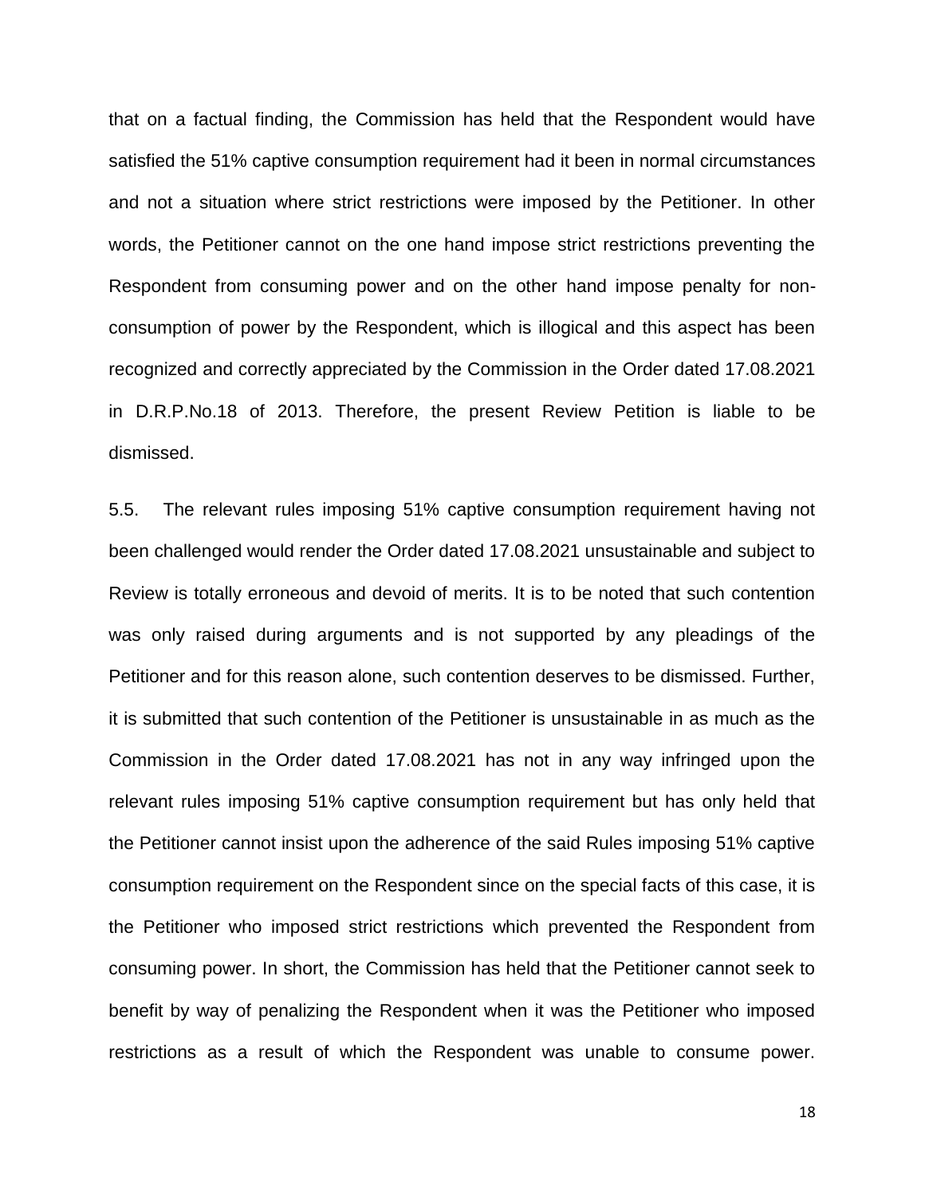that on a factual finding, the Commission has held that the Respondent would have satisfied the 51% captive consumption requirement had it been in normal circumstances and not a situation where strict restrictions were imposed by the Petitioner. In other words, the Petitioner cannot on the one hand impose strict restrictions preventing the Respondent from consuming power and on the other hand impose penalty for non-consumption of power by the Respondent, which is illogical and this aspect has been recognized and correctly appreciated by the Commission in the Order dated 17.08.2021 in D.R.P.No.18 of 2013. Therefore, the present Review Petition is liable to be dismissed.

5.5. The relevant rules imposing 51% captive consumption requirement having not been challenged would render the Order dated 17.08.2021 unsustainable and subject to Review is totally erroneous and devoid of merits. It is to be noted that such contention was only raised during arguments and is not supported by any pleadings of the Petitioner and for this reason alone, such contention deserves to be dismissed. Further, it is submitted that such contention of the Petitioner is unsustainable in as much as the Commission in the Order dated 17.08.2021 has not in any way infringed upon the relevant rules imposing 51% captive consumption requirement but has only held that the Petitioner cannot insist upon the adherence of the said Rules imposing 51% captive consumption requirement on the Respondent since on the special facts of this case, it is the Petitioner who imposed strict restrictions which prevented the Respondent from consuming power. In short, the Commission has held that the Petitioner cannot seek to benefit by way of penalizing the Respondent when it was the Petitioner who imposed restrictions as a result of which the Respondent was unable to consume power.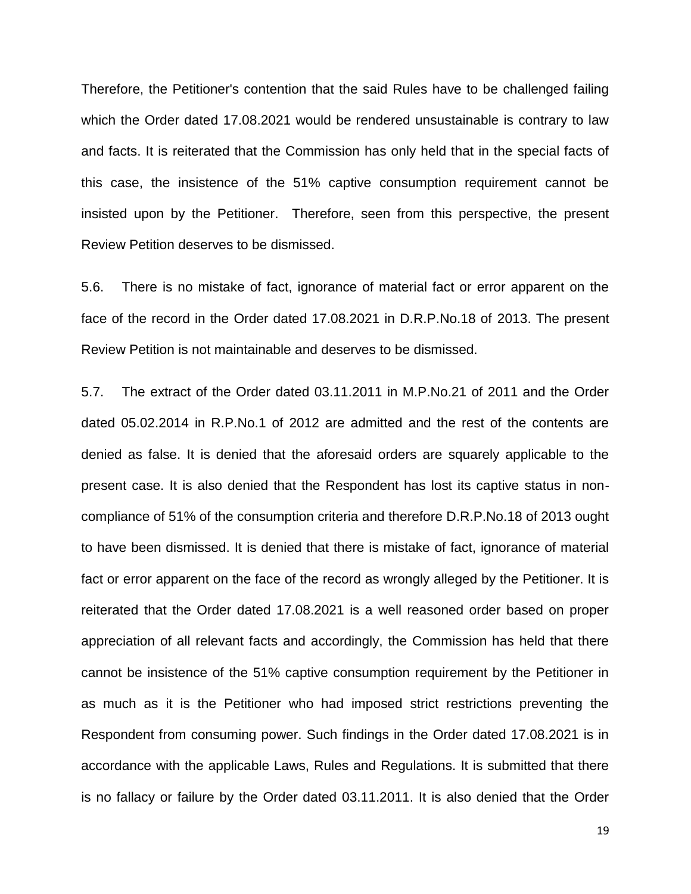Therefore, the Petitioner's contention that the said Rules have to be challenged failing which the Order dated 17.08.2021 would be rendered unsustainable is contrary to law and facts. It is reiterated that the Commission has only held that in the special facts of this case, the insistence of the 51% captive consumption requirement cannot be insisted upon by the Petitioner. Therefore, seen from this perspective, the present Review Petition deserves to be dismissed.

5.6. There is no mistake of fact, ignorance of material fact or error apparent on the face of the record in the Order dated 17.08.2021 in D.R.P.No.18 of 2013. The present Review Petition is not maintainable and deserves to be dismissed.

5.7. The extract of the Order dated 03.11.2011 in M.P.No.21 of 2011 and the Order dated 05.02.2014 in R.P.No.1 of 2012 are admitted and the rest of the contents are denied as false. It is denied that the aforesaid orders are squarely applicable to the present case. It is also denied that the Respondent has lost its captive status in non-compliance of 51% of the consumption criteria and therefore D.R.P.No.18 of 2013 ought to have been dismissed. It is denied that there is mistake of fact, ignorance of material fact or error apparent on the face of the record as wrongly alleged by the Petitioner. It is reiterated that the Order dated 17.08.2021 is a well reasoned order based on proper appreciation of all relevant facts and accordingly, the Commission has held that there cannot be insistence of the 51% captive consumption requirement by the Petitioner in as much as it is the Petitioner who had imposed strict restrictions preventing the Respondent from consuming power. Such findings in the Order dated 17.08.2021 is in accordance with the applicable Laws, Rules and Regulations. It is submitted that there is no fallacy or failure by the Order dated 03.11.2011. It is also denied that the Order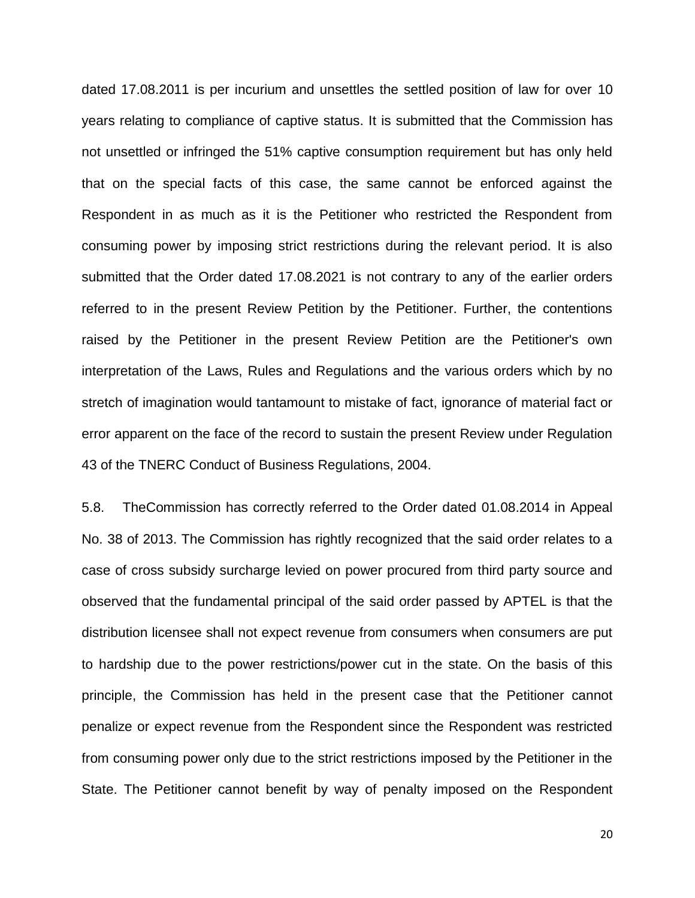dated 17.08.2011 is per incurium and unsettles the settled position of law for over 10 years relating to compliance of captive status. It is submitted that the Commission has not unsettled or infringed the 51% captive consumption requirement but has only held that on the special facts of this case, the same cannot be enforced against the Respondent in as much as it is the Petitioner who restricted the Respondent from consuming power by imposing strict restrictions during the relevant period. It is also submitted that the Order dated 17.08.2021 is not contrary to any of the earlier orders referred to in the present Review Petition by the Petitioner. Further, the contentions raised by the Petitioner in the present Review Petition are the Petitioner's own interpretation of the Laws, Rules and Regulations and the various orders which by no stretch of imagination would tantamount to mistake of fact, ignorance of material fact or error apparent on the face of the record to sustain the present Review under Regulation 43 of the TNERC Conduct of Business Regulations, 2004.

5.8. TheCommission has correctly referred to the Order dated 01.08.2014 in Appeal No. 38 of 2013. The Commission has rightly recognized that the said order relates to a case of cross subsidy surcharge levied on power procured from third party source and observed that the fundamental principal of the said order passed by APTEL is that the distribution licensee shall not expect revenue from consumers when consumers are put to hardship due to the power restrictions/power cut in the state. On the basis of this principle, the Commission has held in the present case that the Petitioner cannot penalize or expect revenue from the Respondent since the Respondent was restricted from consuming power only due to the strict restrictions imposed by the Petitioner in the State. The Petitioner cannot benefit by way of penalty imposed on the Respondent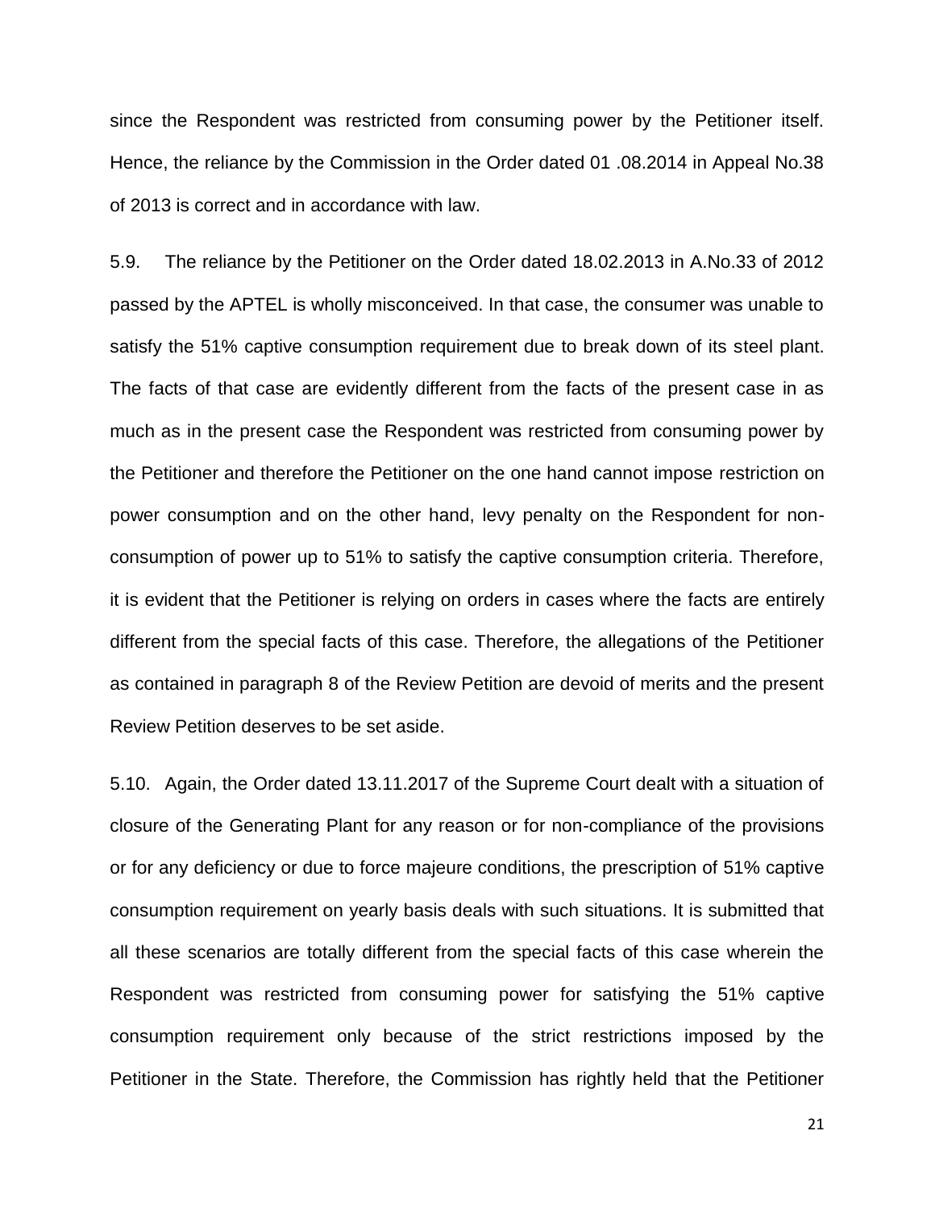since the Respondent was restricted from consuming power by the Petitioner itself. Hence, the reliance by the Commission in the Order dated 01 .08.2014 in Appeal No.38 of 2013 is correct and in accordance with law.

5.9. The reliance by the Petitioner on the Order dated 18.02.2013 in A.No.33 of 2012 passed by the APTEL is wholly misconceived. In that case, the consumer was unable to satisfy the 51% captive consumption requirement due to break down of its steel plant. The facts of that case are evidently different from the facts of the present case in as much as in the present case the Respondent was restricted from consuming power by the Petitioner and therefore the Petitioner on the one hand cannot impose restriction on power consumption and on the other hand, levy penalty on the Respondent for non-consumption of power up to 51% to satisfy the captive consumption criteria. Therefore, it is evident that the Petitioner is relying on orders in cases where the facts are entirely different from the special facts of this case. Therefore, the allegations of the Petitioner as contained in paragraph 8 of the Review Petition are devoid of merits and the present Review Petition deserves to be set aside.

5.10. Again, the Order dated 13.11.2017 of the Supreme Court dealt with a situation of closure of the Generating Plant for any reason or for non-compliance of the provisions or for any deficiency or due to force majeure conditions, the prescription of 51% captive consumption requirement on yearly basis deals with such situations. It is submitted that all these scenarios are totally different from the special facts of this case wherein the Respondent was restricted from consuming power for satisfying the 51% captive consumption requirement only because of the strict restrictions imposed by the Petitioner in the State. Therefore, the Commission has rightly held that the Petitioner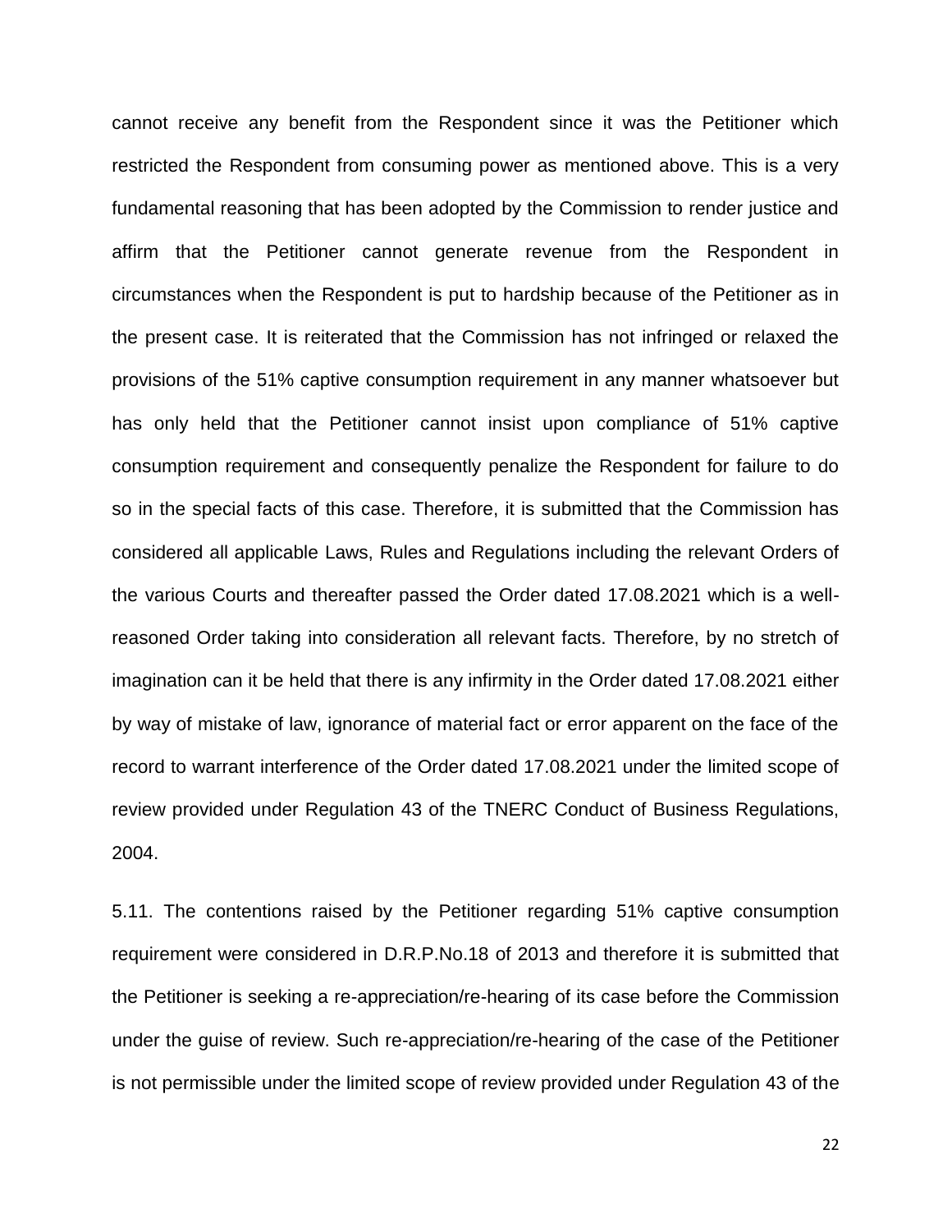cannot receive any benefit from the Respondent since it was the Petitioner which restricted the Respondent from consuming power as mentioned above. This is a very fundamental reasoning that has been adopted by the Commission to render justice and affirm that the Petitioner cannot generate revenue from the Respondent in circumstances when the Respondent is put to hardship because of the Petitioner as in the present case. It is reiterated that the Commission has not infringed or relaxed the provisions of the 51% captive consumption requirement in any manner whatsoever but has only held that the Petitioner cannot insist upon compliance of 51% captive consumption requirement and consequently penalize the Respondent for failure to do so in the special facts of this case. Therefore, it is submitted that the Commission has considered all applicable Laws, Rules and Regulations including the relevant Orders of the various Courts and thereafter passed the Order dated 17.08.2021 which is a well-reasoned Order taking into consideration all relevant facts. Therefore, by no stretch of imagination can it be held that there is any infirmity in the Order dated 17.08.2021 either by way of mistake of law, ignorance of material fact or error apparent on the face of the record to warrant interference of the Order dated 17.08.2021 under the limited scope of review provided under Regulation 43 of the TNERC Conduct of Business Regulations, 2004.

5.11. The contentions raised by the Petitioner regarding 51% captive consumption requirement were considered in D.R.P.No.18 of 2013 and therefore it is submitted that the Petitioner is seeking a re-appreciation/re-hearing of its case before the Commission under the guise of review. Such re-appreciation/re-hearing of the case of the Petitioner is not permissible under the limited scope of review provided under Regulation 43 of the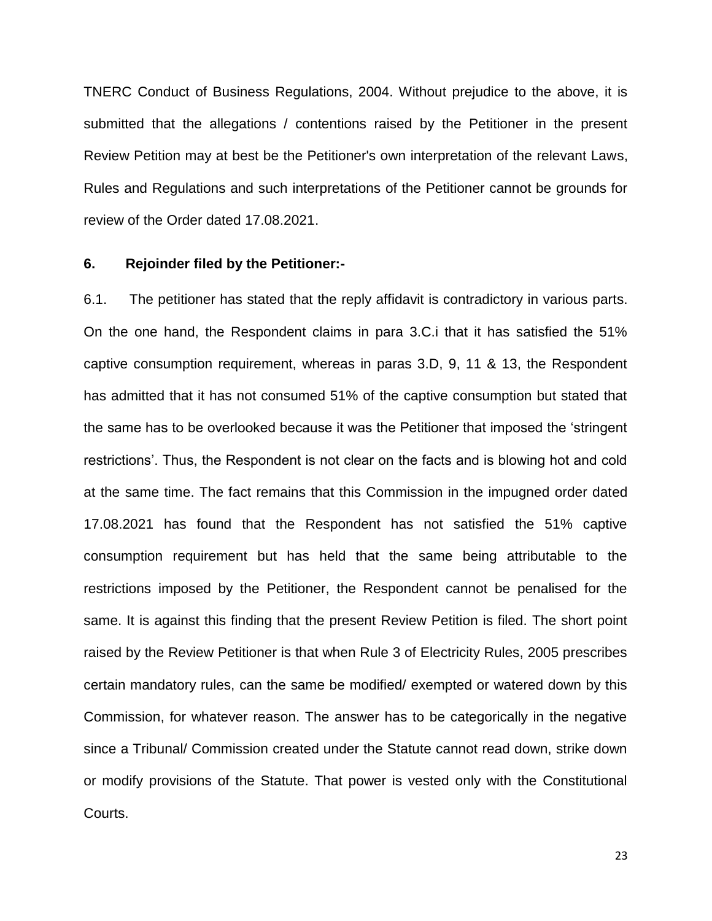TNERC Conduct of Business Regulations, 2004. Without prejudice to the above, it is submitted that the allegations / contentions raised by the Petitioner in the present Review Petition may at best be the Petitioner's own interpretation of the relevant Laws, Rules and Regulations and such interpretations of the Petitioner cannot be grounds for review of the Order dated 17.08.2021.

**6. Rejoinder filed by the Petitioner:-**

6.1. The petitioner has stated that the reply affidavit is contradictory in various parts. On the one hand, the Respondent claims in para 3.C.i that it has satisfied the 51% captive consumption requirement, whereas in paras 3.D, 9, 11 & 13, the Respondent has admitted that it has not consumed 51% of the captive consumption but stated that the same has to be overlooked because it was the Petitioner that imposed the 'stringent restrictions'. Thus, the Respondent is not clear on the facts and is blowing hot and cold at the same time. The fact remains that this Commission in the impugned order dated 17.08.2021 has found that the Respondent has not satisfied the 51% captive consumption requirement but has held that the same being attributable to the restrictions imposed by the Petitioner, the Respondent cannot be penalised for the same. It is against this finding that the present Review Petition is filed. The short point raised by the Review Petitioner is that when Rule 3 of Electricity Rules, 2005 prescribes certain mandatory rules, can the same be modified/ exempted or watered down by this Commission, for whatever reason. The answer has to be categorically in the negative since a Tribunal/ Commission created under the Statute cannot read down, strike down or modify provisions of the Statute. That power is vested only with the Constitutional Courts.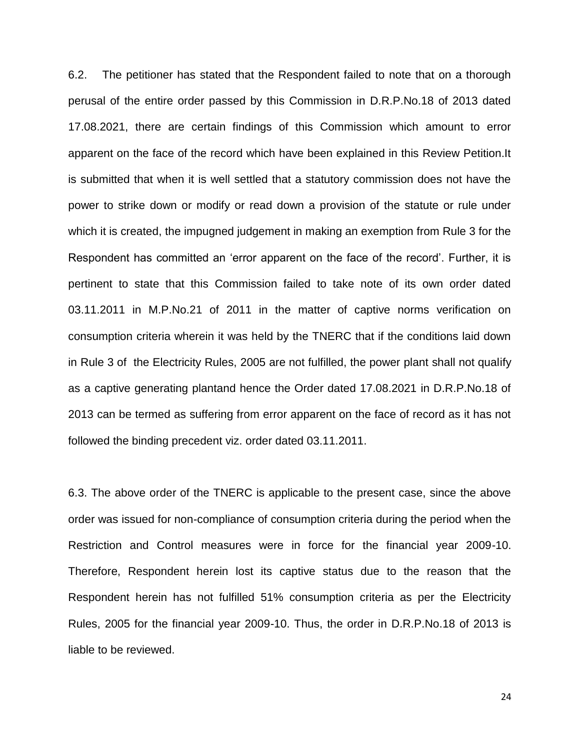6.2. The petitioner has stated that the Respondent failed to note that on a thorough perusal of the entire order passed by this Commission in D.R.P.No.18 of 2013 dated 17.08.2021, there are certain findings of this Commission which amount to error apparent on the face of the record which have been explained in this Review Petition.It is submitted that when it is well settled that a statutory commission does not have the power to strike down or modify or read down a provision of the statute or rule under which it is created, the impugned judgement in making an exemption from Rule 3 for the Respondent has committed an 'error apparent on the face of the record'. Further, it is pertinent to state that this Commission failed to take note of its own order dated 03.11.2011 in M.P.No.21 of 2011 in the matter of captive norms verification on consumption criteria wherein it was held by the TNERC that if the conditions laid down in Rule 3 of the Electricity Rules, 2005 are not fulfilled, the power plant shall not qualify as a captive generating plantand hence the Order dated 17.08.2021 in D.R.P.No.18 of 2013 can be termed as suffering from error apparent on the face of record as it has not followed the binding precedent viz. order dated 03.11.2011.

6.3. The above order of the TNERC is applicable to the present case, since the above order was issued for non-compliance of consumption criteria during the period when the Restriction and Control measures were in force for the financial year 2009-10. Therefore, Respondent herein lost its captive status due to the reason that the Respondent herein has not fulfilled 51% consumption criteria as per the Electricity Rules, 2005 for the financial year 2009-10. Thus, the order in D.R.P.No.18 of 2013 is liable to be reviewed.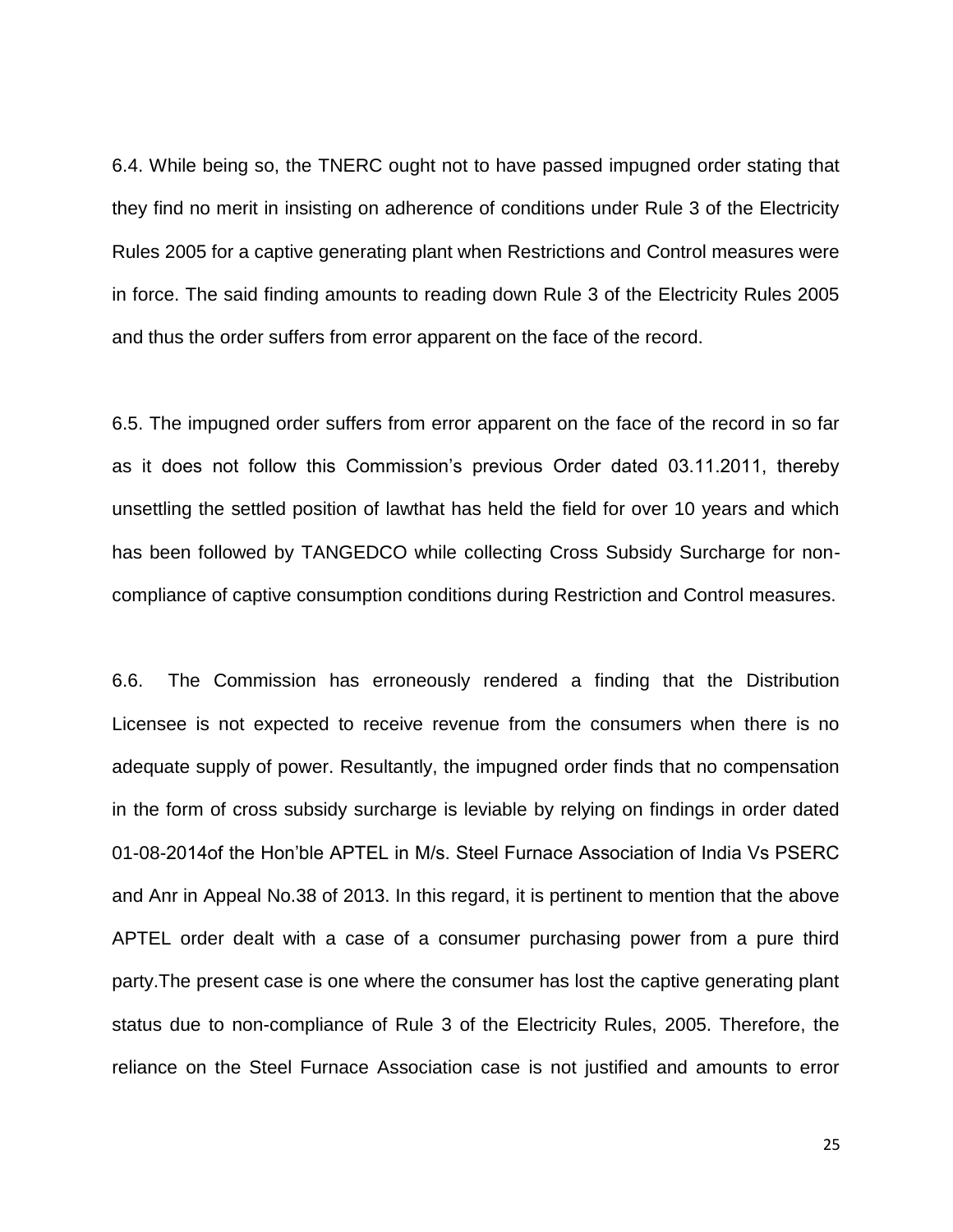6.4. While being so, the TNERC ought not to have passed impugned order stating that they find no merit in insisting on adherence of conditions under Rule 3 of the Electricity Rules 2005 for a captive generating plant when Restrictions and Control measures were in force. The said finding amounts to reading down Rule 3 of the Electricity Rules 2005 and thus the order suffers from error apparent on the face of the record.

6.5. The impugned order suffers from error apparent on the face of the record in so far as it does not follow this Commission's previous Order dated 03.11.2011, thereby unsettling the settled position of lawthat has held the field for over 10 years and which has been followed by TANGEDCO while collecting Cross Subsidy Surcharge for non-compliance of captive consumption conditions during Restriction and Control measures.

6.6. The Commission has erroneously rendered a finding that the Distribution Licensee is not expected to receive revenue from the consumers when there is no adequate supply of power. Resultantly, the impugned order finds that no compensation in the form of cross subsidy surcharge is leviable by relying on findings in order dated 01-08-2014of the Hon'ble APTEL in M/s. Steel Furnace Association of India Vs PSERC and Anr in Appeal No.38 of 2013. In this regard, it is pertinent to mention that the above APTEL order dealt with a case of a consumer purchasing power from a pure third party.The present case is one where the consumer has lost the captive generating plant status due to non-compliance of Rule 3 of the Electricity Rules, 2005. Therefore, the reliance on the Steel Furnace Association case is not justified and amounts to error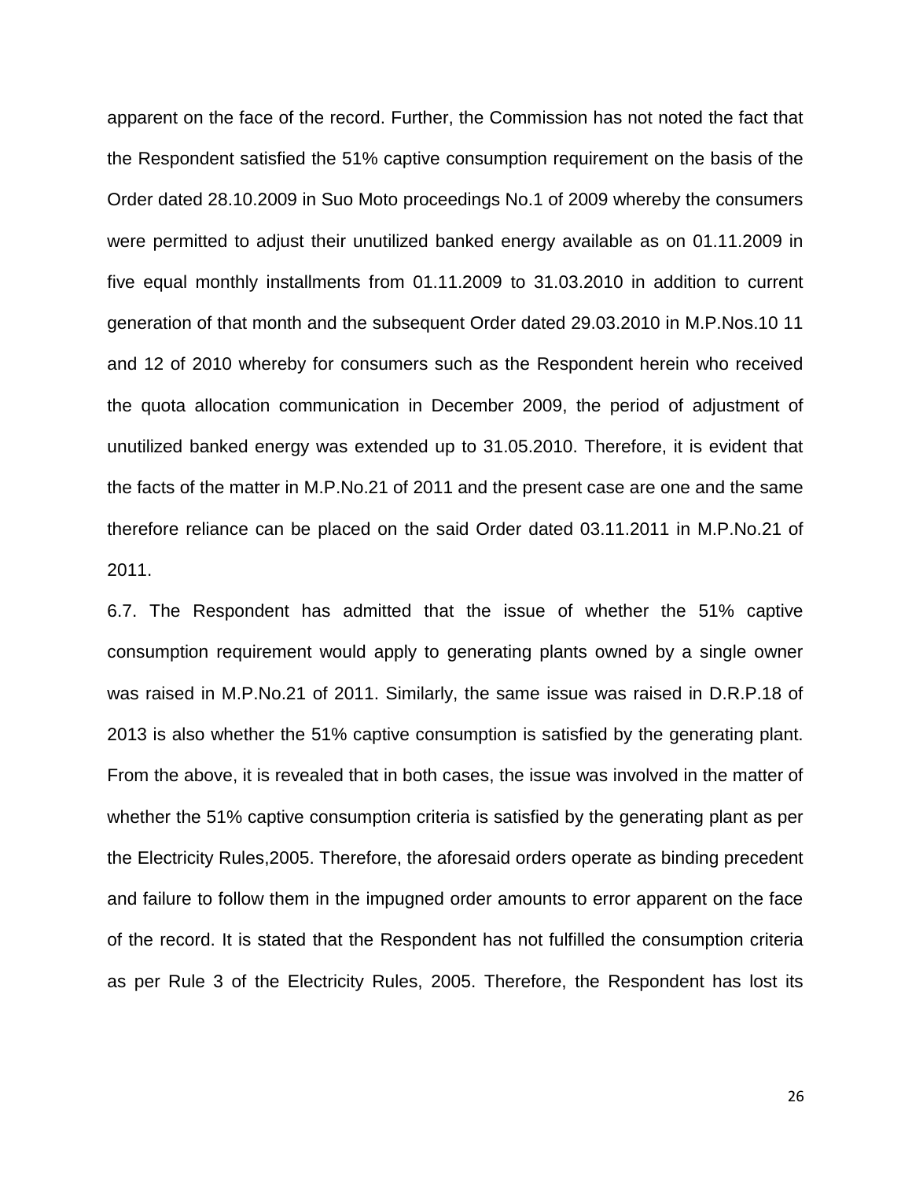apparent on the face of the record. Further, the Commission has not noted the fact that the Respondent satisfied the 51% captive consumption requirement on the basis of the Order dated 28.10.2009 in Suo Moto proceedings No.1 of 2009 whereby the consumers were permitted to adjust their unutilized banked energy available as on 01.11.2009 in five equal monthly installments from 01.11.2009 to 31.03.2010 in addition to current generation of that month and the subsequent Order dated 29.03.2010 in M.P.Nos.10 11 and 12 of 2010 whereby for consumers such as the Respondent herein who received the quota allocation communication in December 2009, the period of adjustment of unutilized banked energy was extended up to 31.05.2010. Therefore, it is evident that the facts of the matter in M.P.No.21 of 2011 and the present case are one and the same therefore reliance can be placed on the said Order dated 03.11.2011 in M.P.No.21 of 2011.

6.7. The Respondent has admitted that the issue of whether the 51% captive consumption requirement would apply to generating plants owned by a single owner was raised in M.P.No.21 of 2011. Similarly, the same issue was raised in D.R.P.18 of 2013 is also whether the 51% captive consumption is satisfied by the generating plant. From the above, it is revealed that in both cases, the issue was involved in the matter of whether the 51% captive consumption criteria is satisfied by the generating plant as per the Electricity Rules,2005. Therefore, the aforesaid orders operate as binding precedent and failure to follow them in the impugned order amounts to error apparent on the face of the record. It is stated that the Respondent has not fulfilled the consumption criteria as per Rule 3 of the Electricity Rules, 2005. Therefore, the Respondent has lost its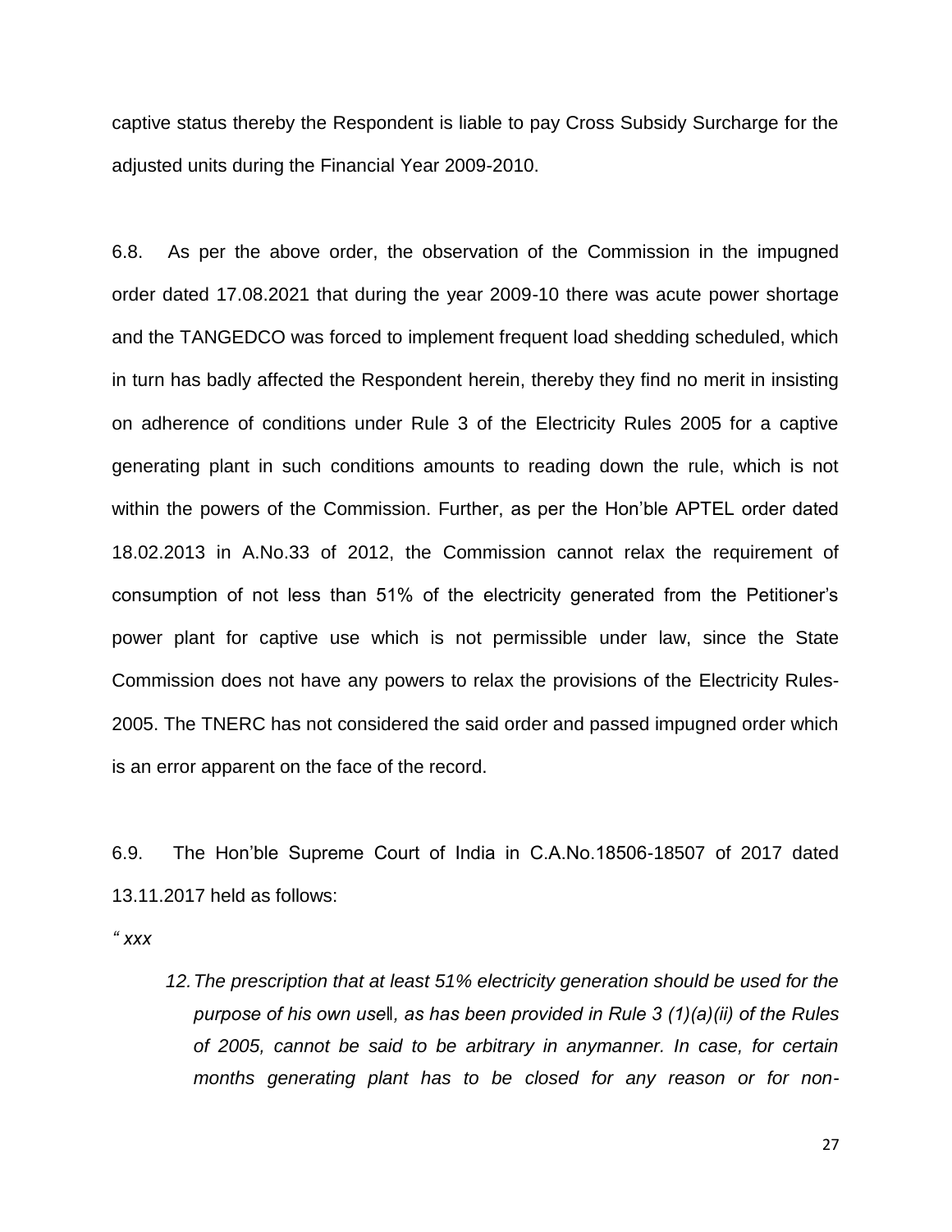captive status thereby the Respondent is liable to pay Cross Subsidy Surcharge for the adjusted units during the Financial Year 2009-2010.

6.8. As per the above order, the observation of the Commission in the impugned order dated 17.08.2021 that during the year 2009-10 there was acute power shortage and the TANGEDCO was forced to implement frequent load shedding scheduled, which in turn has badly affected the Respondent herein, thereby they find no merit in insisting on adherence of conditions under Rule 3 of the Electricity Rules 2005 for a captive generating plant in such conditions amounts to reading down the rule, which is not within the powers of the Commission. Further, as per the Hon'ble APTEL order dated 18.02.2013 in A.No.33 of 2012, the Commission cannot relax the requirement of consumption of not less than 51% of the electricity generated from the Petitioner's power plant for captive use which is not permissible under law, since the State Commission does not have any powers to relax the provisions of the Electricity Rules-2005. The TNERC has not considered the said order and passed impugned order which is an error apparent on the face of the record.

6.9. The Hon'ble Supreme Court of India in C.A.No.18506-18507 of 2017 dated 13.11.2017 held as follows:

*" xxx*

*12. The prescription that at least 51% electricity generation should be used for the purpose of his own use‖, as has been provided in Rule 3 (1)(a)(ii) of the Rules of 2005, cannot be said to be arbitrary in anymanner. In case, for certain months generating plant has to be closed for any reason or for non-*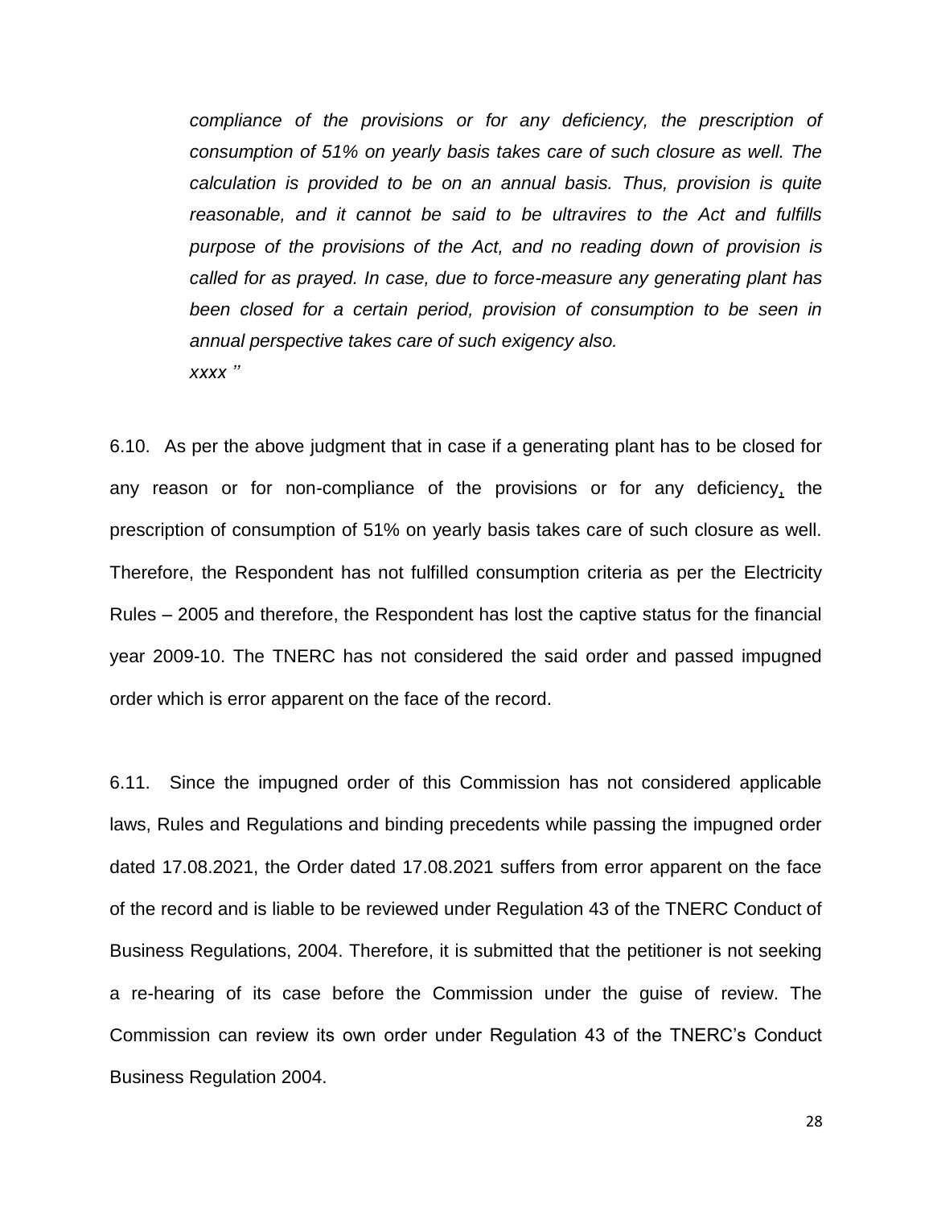*compliance of the provisions or for any deficiency, the prescription of consumption of 51% on yearly basis takes care of such closure as well. The calculation is provided to be on an annual basis. Thus, provision is quite reasonable, and it cannot be said to be ultravires to the Act and fulfills purpose of the provisions of the Act, and no reading down of provision is called for as prayed. In case, due to force-measure any generating plant has been closed for a certain period, provision of consumption to be seen in annual perspective takes care of such exigency also.*

*xxxx ''*

6.10. As per the above judgment that in case if a generating plant has to be closed for any reason or for non-compliance of the provisions or for any deficiency, the prescription of consumption of 51% on yearly basis takes care of such closure as well. Therefore, the Respondent has not fulfilled consumption criteria as per the Electricity Rules – 2005 and therefore, the Respondent has lost the captive status for the financial year 2009-10. The TNERC has not considered the said order and passed impugned order which is error apparent on the face of the record.

6.11. Since the impugned order of this Commission has not considered applicable laws, Rules and Regulations and binding precedents while passing the impugned order dated 17.08.2021, the Order dated 17.08.2021 suffers from error apparent on the face of the record and is liable to be reviewed under Regulation 43 of the TNERC Conduct of Business Regulations, 2004. Therefore, it is submitted that the petitioner is not seeking a re-hearing of its case before the Commission under the guise of review. The Commission can review its own order under Regulation 43 of the TNERC's Conduct Business Regulation 2004.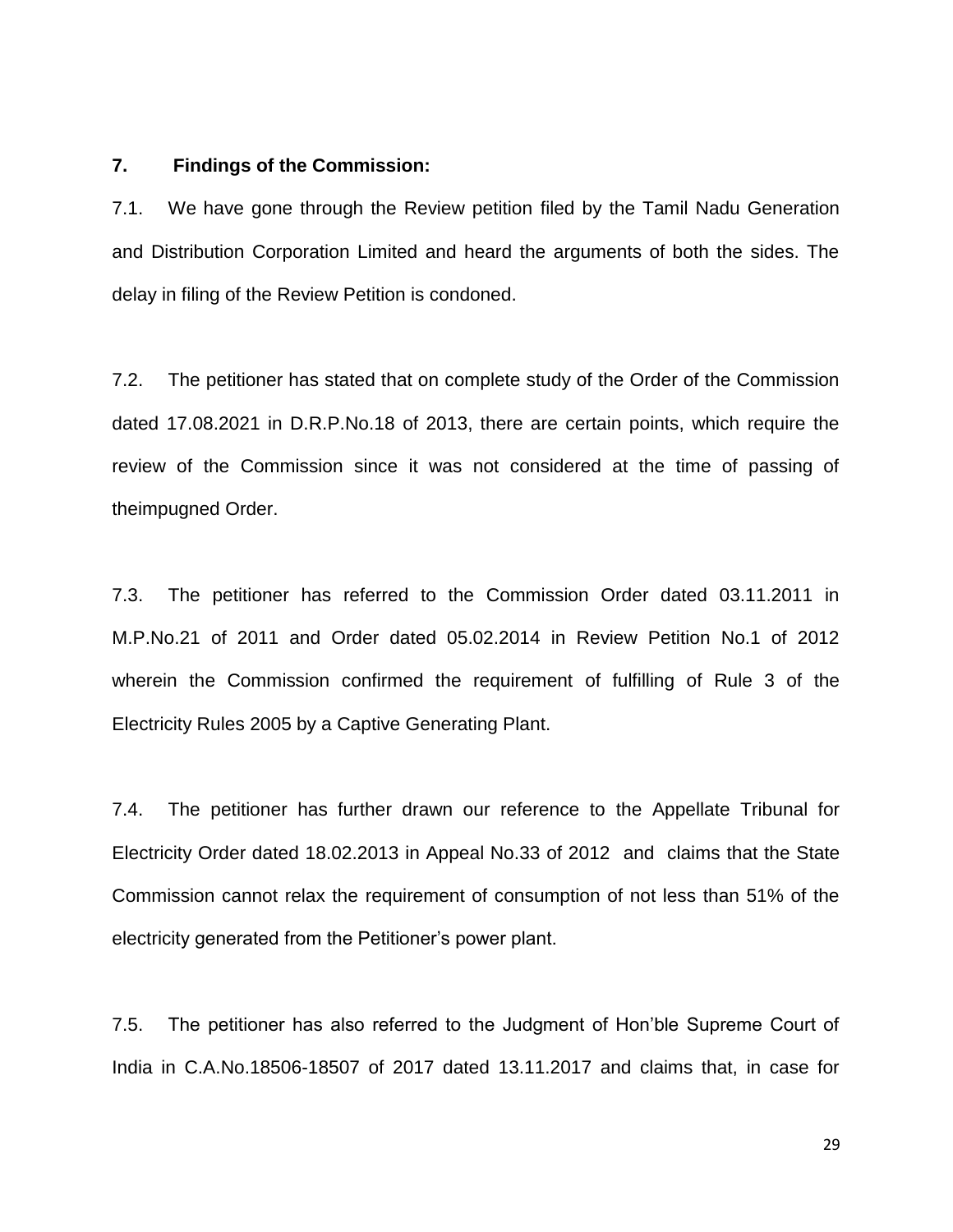## 7. Findings of the Commission:

7.1. We have gone through the Review petition filed by the Tamil Nadu Generation and Distribution Corporation Limited and heard the arguments of both the sides. The delay in filing of the Review Petition is condoned.

7.2. The petitioner has stated that on complete study of the Order of the Commission dated 17.08.2021 in D.R.P.No.18 of 2013, there are certain points, which require the review of the Commission since it was not considered at the time of passing of theimpugned Order.

7.3. The petitioner has referred to the Commission Order dated 03.11.2011 in M.P.No.21 of 2011 and Order dated 05.02.2014 in Review Petition No.1 of 2012 wherein the Commission confirmed the requirement of fulfilling of Rule 3 of the Electricity Rules 2005 by a Captive Generating Plant.

7.4. The petitioner has further drawn our reference to the Appellate Tribunal for Electricity Order dated 18.02.2013 in Appeal No.33 of 2012 and claims that the State Commission cannot relax the requirement of consumption of not less than 51% of the electricity generated from the Petitioner's power plant.

7.5. The petitioner has also referred to the Judgment of Hon'ble Supreme Court of India in C.A.No.18506-18507 of 2017 dated 13.11.2017 and claims that, in case for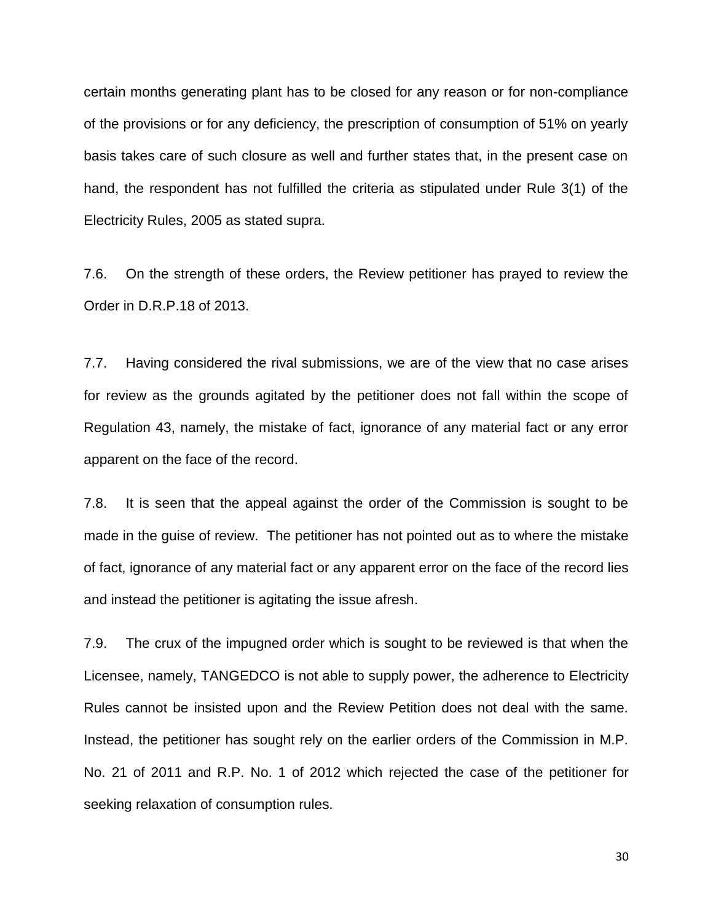certain months generating plant has to be closed for any reason or for non-compliance of the provisions or for any deficiency, the prescription of consumption of 51% on yearly basis takes care of such closure as well and further states that, in the present case on hand, the respondent has not fulfilled the criteria as stipulated under Rule 3(1) of the Electricity Rules, 2005 as stated supra.

7.6. On the strength of these orders, the Review petitioner has prayed to review the Order in D.R.P.18 of 2013.

7.7. Having considered the rival submissions, we are of the view that no case arises for review as the grounds agitated by the petitioner does not fall within the scope of Regulation 43, namely, the mistake of fact, ignorance of any material fact or any error apparent on the face of the record.

7.8. It is seen that the appeal against the order of the Commission is sought to be made in the guise of review. The petitioner has not pointed out as to where the mistake of fact, ignorance of any material fact or any apparent error on the face of the record lies and instead the petitioner is agitating the issue afresh.

7.9. The crux of the impugned order which is sought to be reviewed is that when the Licensee, namely, TANGEDCO is not able to supply power, the adherence to Electricity Rules cannot be insisted upon and the Review Petition does not deal with the same. Instead, the petitioner has sought rely on the earlier orders of the Commission in M.P. No. 21 of 2011 and R.P. No. 1 of 2012 which rejected the case of the petitioner for seeking relaxation of consumption rules.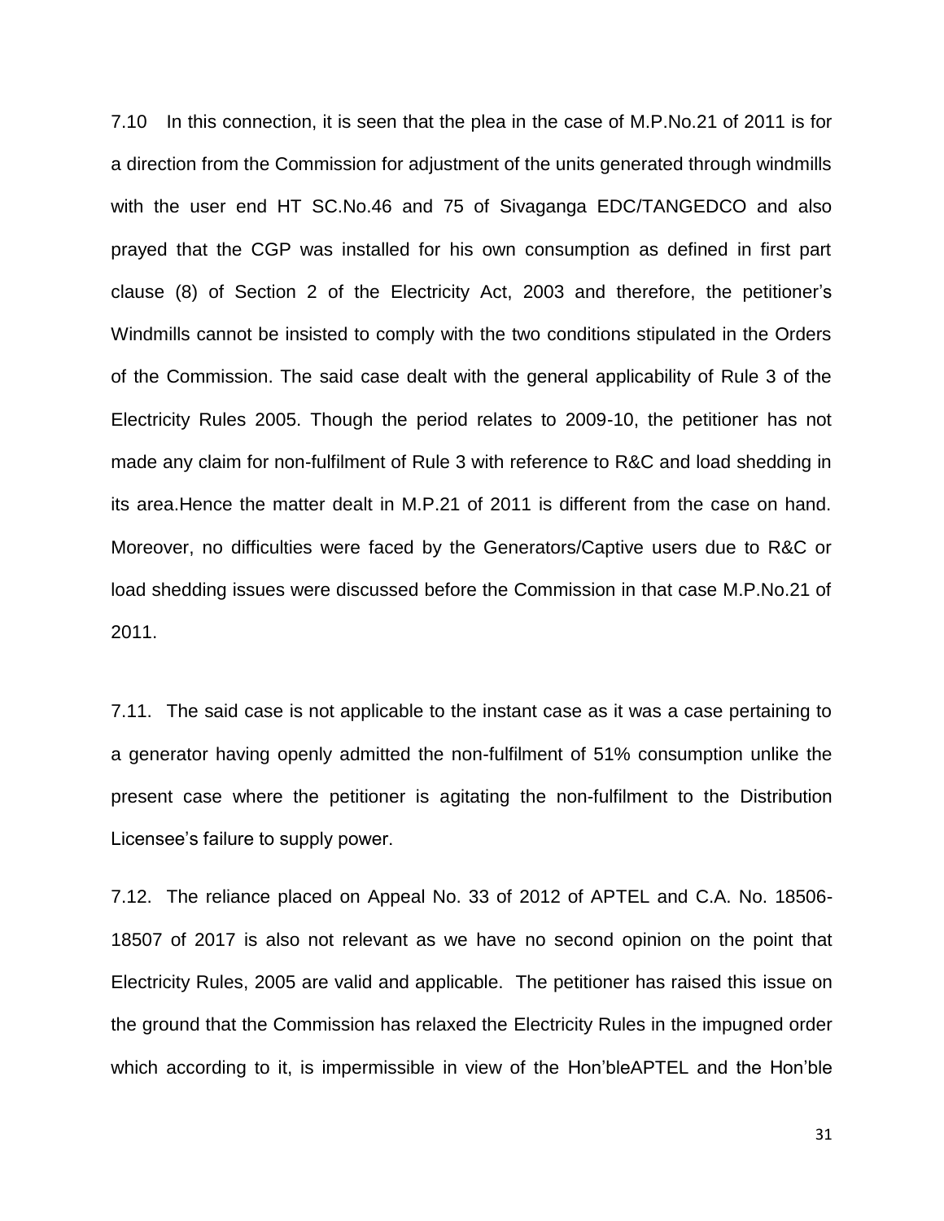7.10 In this connection, it is seen that the plea in the case of M.P.No.21 of 2011 is for a direction from the Commission for adjustment of the units generated through windmills with the user end HT SC.No.46 and 75 of Sivaganga EDC/TANGEDCO and also prayed that the CGP was installed for his own consumption as defined in first part clause (8) of Section 2 of the Electricity Act, 2003 and therefore, the petitioner's Windmills cannot be insisted to comply with the two conditions stipulated in the Orders of the Commission. The said case dealt with the general applicability of Rule 3 of the Electricity Rules 2005. Though the period relates to 2009-10, the petitioner has not made any claim for non-fulfilment of Rule 3 with reference to R&C and load shedding in its area.Hence the matter dealt in M.P.21 of 2011 is different from the case on hand. Moreover, no difficulties were faced by the Generators/Captive users due to R&C or load shedding issues were discussed before the Commission in that case M.P.No.21 of 2011.

7.11. The said case is not applicable to the instant case as it was a case pertaining to a generator having openly admitted the non-fulfilment of 51% consumption unlike the present case where the petitioner is agitating the non-fulfilment to the Distribution Licensee's failure to supply power.

7.12. The reliance placed on Appeal No. 33 of 2012 of APTEL and C.A. No. 18506-18507 of 2017 is also not relevant as we have no second opinion on the point that Electricity Rules, 2005 are valid and applicable. The petitioner has raised this issue on the ground that the Commission has relaxed the Electricity Rules in the impugned order which according to it, is impermissible in view of the Hon'bleAPTEL and the Hon'ble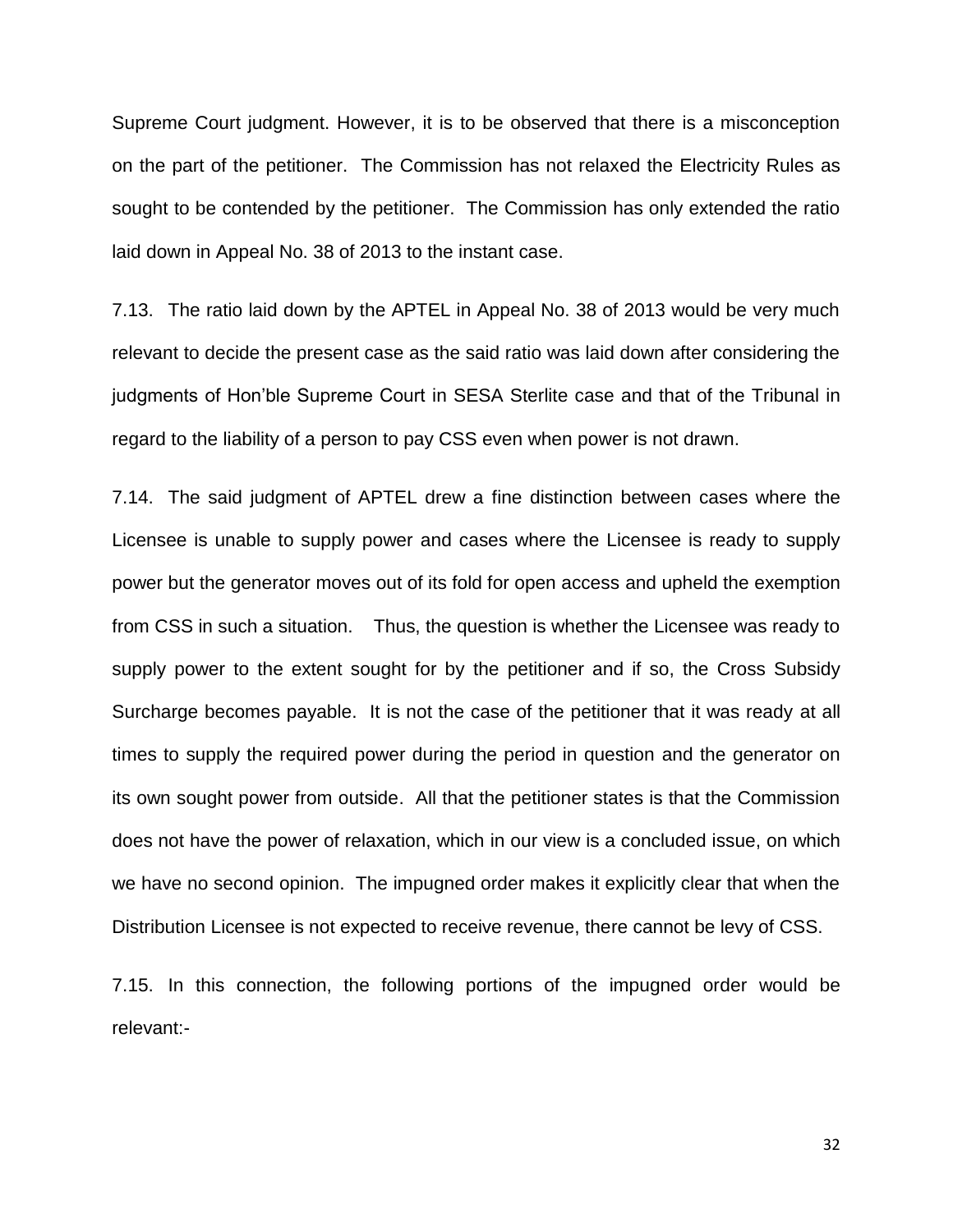Supreme Court judgment. However, it is to be observed that there is a misconception on the part of the petitioner. The Commission has not relaxed the Electricity Rules as sought to be contended by the petitioner. The Commission has only extended the ratio laid down in Appeal No. 38 of 2013 to the instant case.

7.13. The ratio laid down by the APTEL in Appeal No. 38 of 2013 would be very much relevant to decide the present case as the said ratio was laid down after considering the judgments of Hon'ble Supreme Court in SESA Sterlite case and that of the Tribunal in regard to the liability of a person to pay CSS even when power is not drawn.

7.14. The said judgment of APTEL drew a fine distinction between cases where the Licensee is unable to supply power and cases where the Licensee is ready to supply power but the generator moves out of its fold for open access and upheld the exemption from CSS in such a situation. Thus, the question is whether the Licensee was ready to supply power to the extent sought for by the petitioner and if so, the Cross Subsidy Surcharge becomes payable. It is not the case of the petitioner that it was ready at all times to supply the required power during the period in question and the generator on its own sought power from outside. All that the petitioner states is that the Commission does not have the power of relaxation, which in our view is a concluded issue, on which we have no second opinion. The impugned order makes it explicitly clear that when the Distribution Licensee is not expected to receive revenue, there cannot be levy of CSS.

7.15. In this connection, the following portions of the impugned order would be relevant:-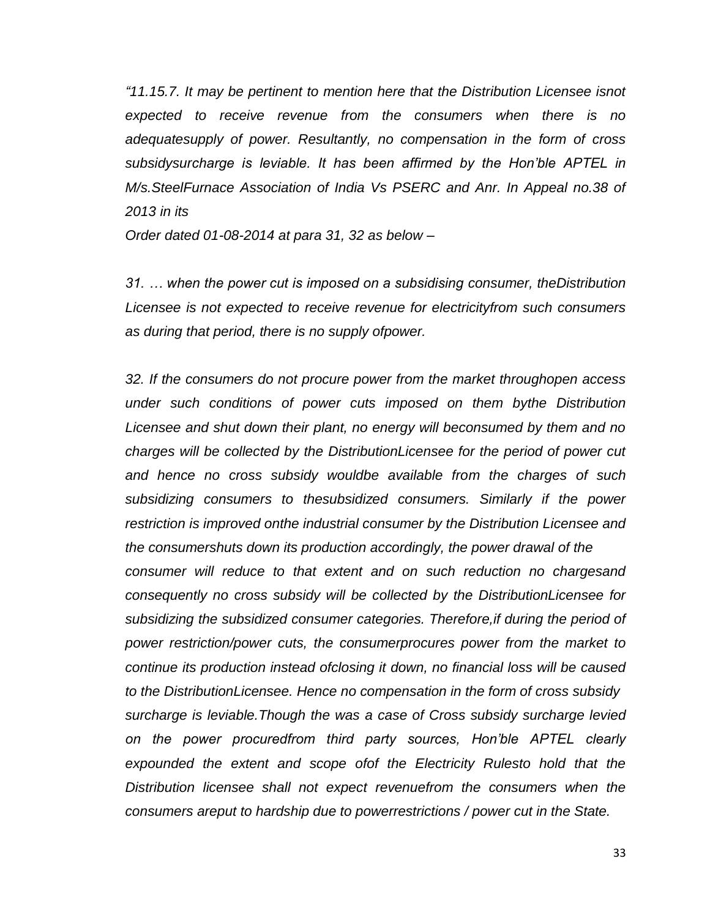*"11.15.7. It may be pertinent to mention here that the Distribution Licensee isnot expected to receive revenue from the consumers when there is no adequatesupply of power. Resultantly, no compensation in the form of cross subsidysurcharge is leviable. It has been affirmed by the Hon'ble APTEL in M/s.SteelFurnace Association of India Vs PSERC and Anr. In Appeal no.38 of 2013 in its*
*Order dated 01-08-2014 at para 31, 32 as below –*

*31. … when the power cut is imposed on a subsidising consumer, theDistribution Licensee is not expected to receive revenue for electricityfrom such consumers as during that period, there is no supply ofpower.*

*32. If the consumers do not procure power from the market throughopen access under such conditions of power cuts imposed on them bythe Distribution Licensee and shut down their plant, no energy will beconsumed by them and no charges will be collected by the DistributionLicensee for the period of power cut and hence no cross subsidy wouldbe available from the charges of such subsidizing consumers to thesubsidized consumers. Similarly if the power restriction is improved onthe industrial consumer by the Distribution Licensee and the consumershuts down its production accordingly, the power drawal of the consumer will reduce to that extent and on such reduction no chargesand consequently no cross subsidy will be collected by the DistributionLicensee for subsidizing the subsidized consumer categories. Therefore,if during the period of power restriction/power cuts, the consumerprocures power from the market to continue its production instead ofclosing it down, no financial loss will be caused to the DistributionLicensee. Hence no compensation in the form of cross subsidy surcharge is leviable.Though the was a case of Cross subsidy surcharge levied on the power procuredfrom third party sources, Hon'ble APTEL clearly expounded the extent and scope ofof the Electricity Rulesto hold that the Distribution licensee shall not expect revenuefrom the consumers when the consumers areput to hardship due to powerrestrictions / power cut in the State.*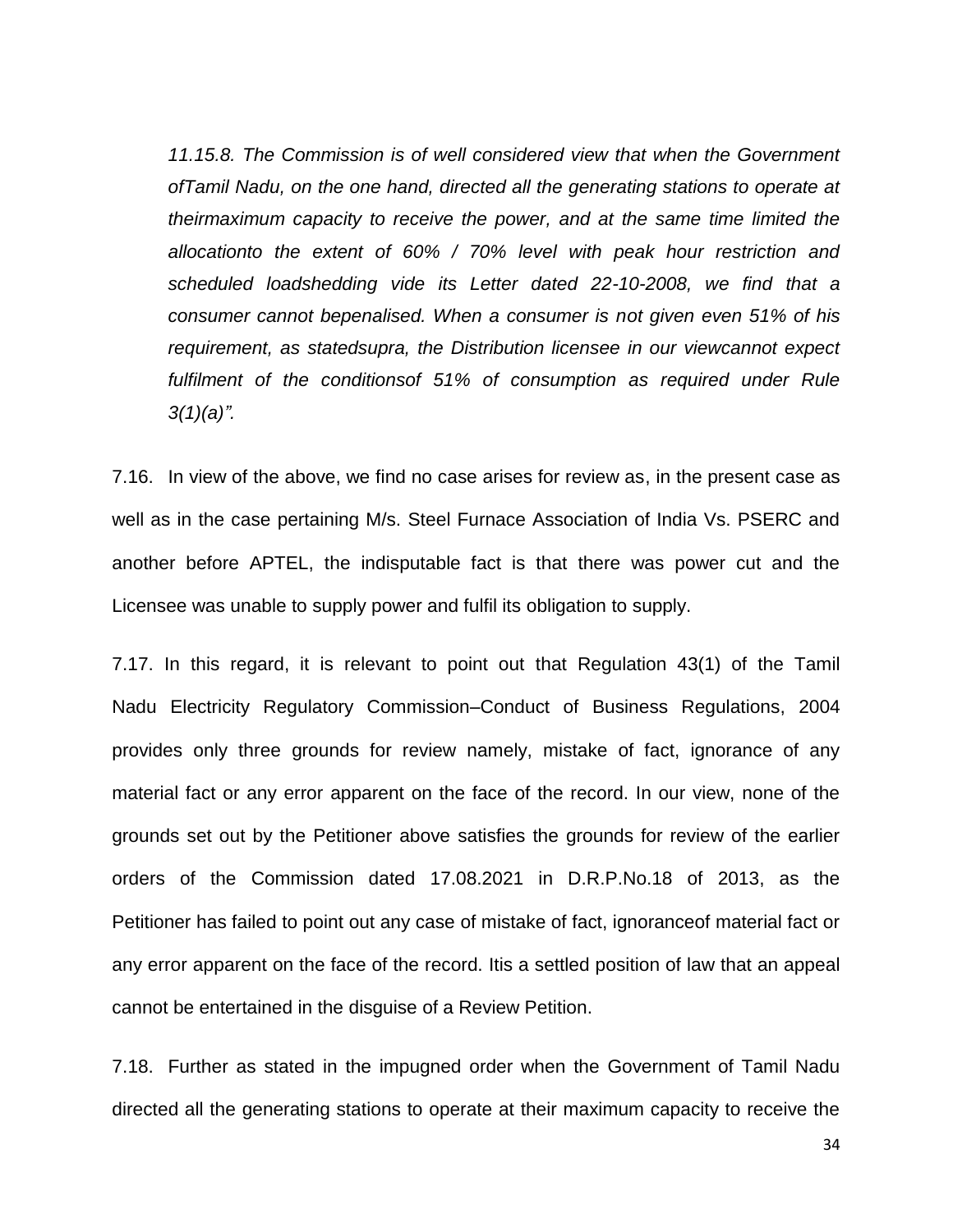*11.15.8. The Commission is of well considered view that when the Government ofTamil Nadu, on the one hand, directed all the generating stations to operate at theirmaximum capacity to receive the power, and at the same time limited the allocationto the extent of 60% / 70% level with peak hour restriction and scheduled loadshedding vide its Letter dated 22-10-2008, we find that a consumer cannot bepenalised. When a consumer is not given even 51% of his requirement, as statedsupra, the Distribution licensee in our viewcannot expect fulfilment of the conditionsof 51% of consumption as required under Rule 3(1)(a)".*

7.16. In view of the above, we find no case arises for review as, in the present case as well as in the case pertaining M/s. Steel Furnace Association of India Vs. PSERC and another before APTEL, the indisputable fact is that there was power cut and the Licensee was unable to supply power and fulfil its obligation to supply.

7.17. In this regard, it is relevant to point out that Regulation 43(1) of the Tamil Nadu Electricity Regulatory Commission–Conduct of Business Regulations, 2004 provides only three grounds for review namely, mistake of fact, ignorance of any material fact or any error apparent on the face of the record. In our view, none of the grounds set out by the Petitioner above satisfies the grounds for review of the earlier orders of the Commission dated 17.08.2021 in D.R.P.No.18 of 2013, as the Petitioner has failed to point out any case of mistake of fact, ignoranceof material fact or any error apparent on the face of the record. Itis a settled position of law that an appeal cannot be entertained in the disguise of a Review Petition.

7.18. Further as stated in the impugned order when the Government of Tamil Nadu directed all the generating stations to operate at their maximum capacity to receive the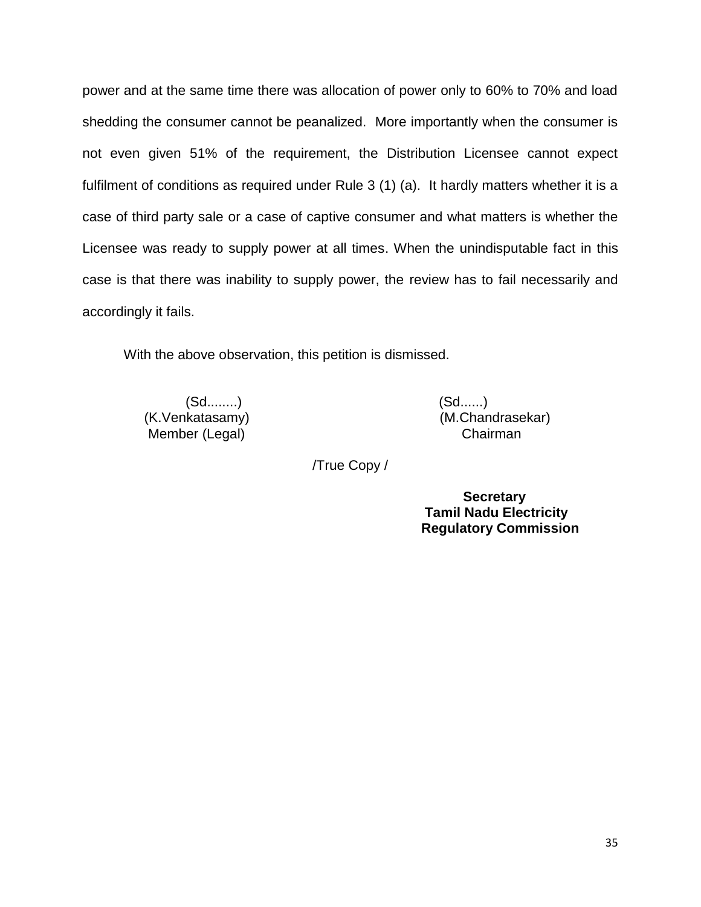power and at the same time there was allocation of power only to 60% to 70% and load shedding the consumer cannot be peanalized. More importantly when the consumer is not even given 51% of the requirement, the Distribution Licensee cannot expect fulfilment of conditions as required under Rule 3 (1) (a). It hardly matters whether it is a case of third party sale or a case of captive consumer and what matters is whether the Licensee was ready to supply power at all times. When the unindisputable fact in this case is that there was inability to supply power, the review has to fail necessarily and accordingly it fails.

With the above observation, this petition is dismissed.

| | |
|---|---|
| (Sd........) | (Sd......) |
| (K.Venkatasamy) | (M.Chandrasekar) |
| Member (Legal) | Chairman |

/True Copy /

**Secretary**
**Tamil Nadu Electricity**
**Regulatory Commission**